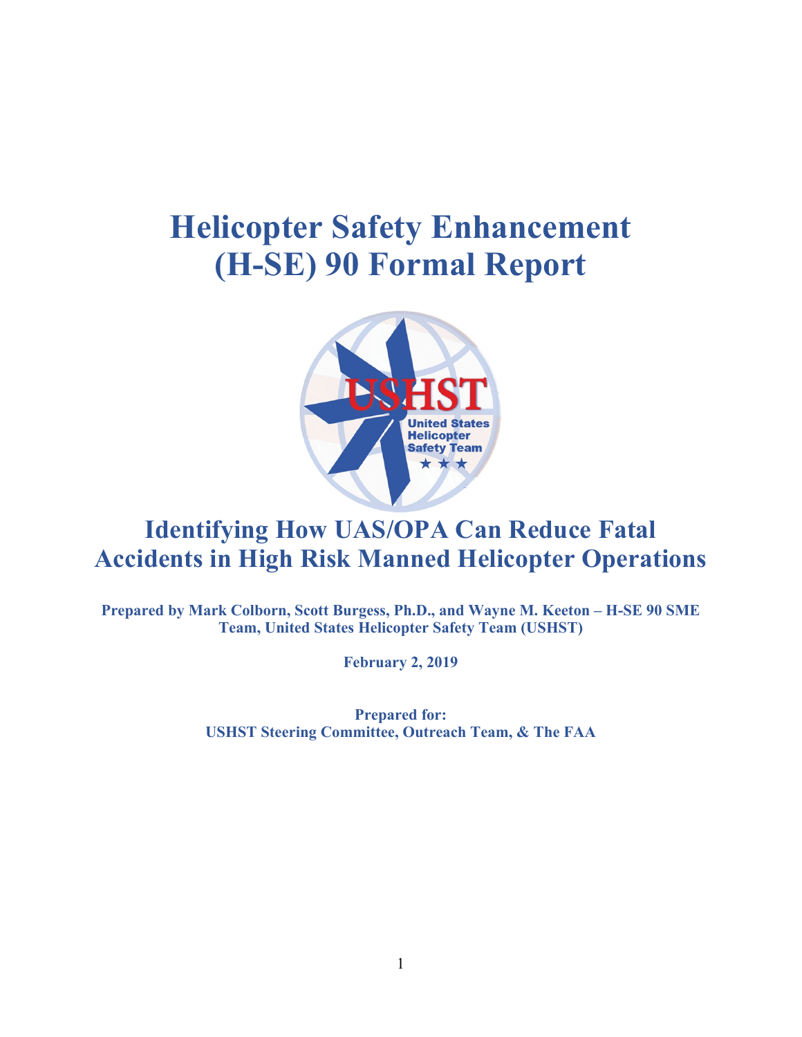# Helicopter Safety Enhancement (H-SE) 90 Formal Report

## Identifying How UAS/OPA Can Reduce Fatal Accidents in High Risk Manned Helicopter Operations

**Prepared by Mark Colborn, Scott Burgess, Ph.D., and Wayne M. Keeton – H-SE 90 SME Team, United States Helicopter Safety Team (USHST)**

**February 2, 2019**

**Prepared for:**
**USHST Steering Committee, Outreach Team, & The FAA**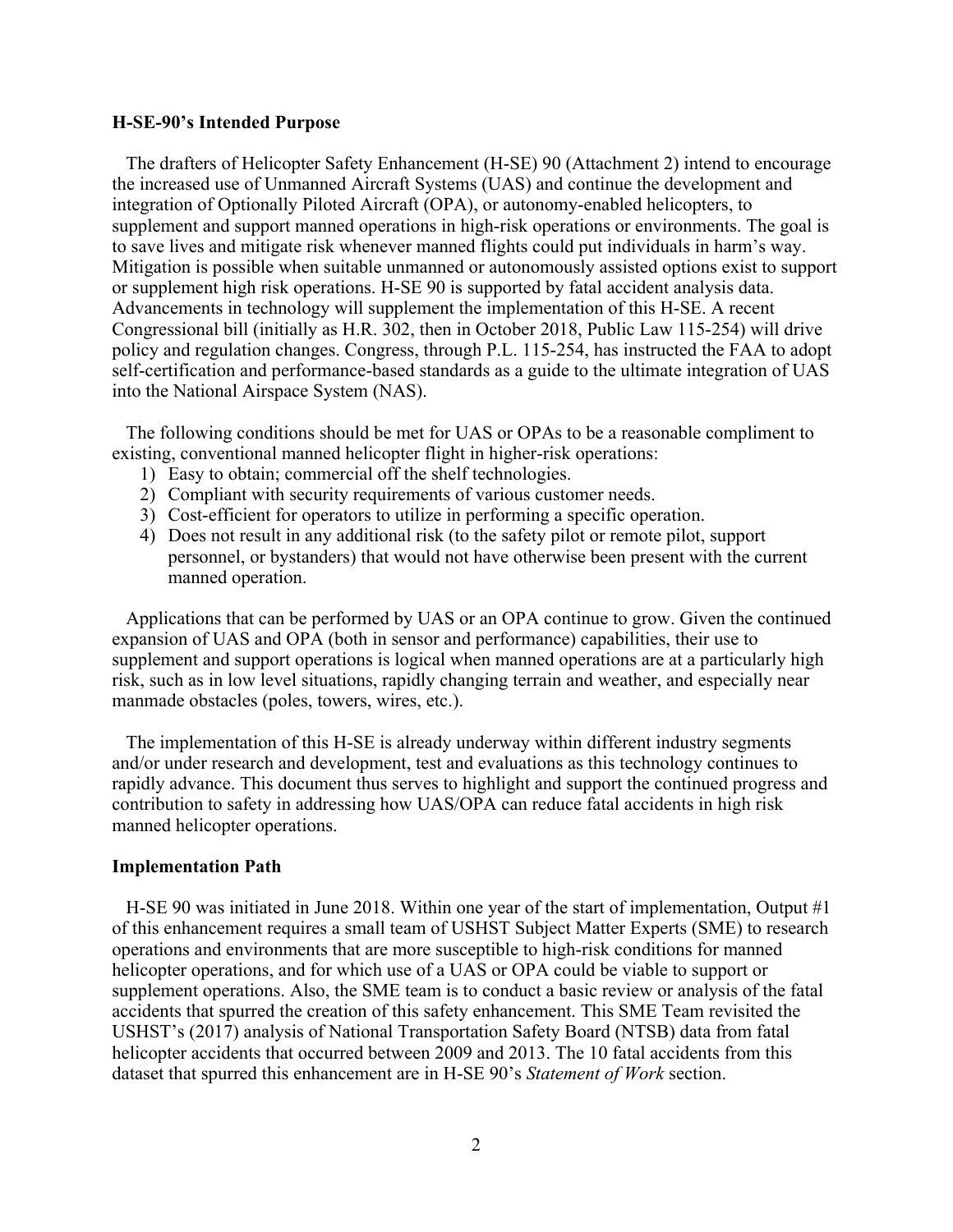**H-SE-90's Intended Purpose**

The drafters of Helicopter Safety Enhancement (H-SE) 90 (Attachment 2) intend to encourage the increased use of Unmanned Aircraft Systems (UAS) and continue the development and integration of Optionally Piloted Aircraft (OPA), or autonomy-enabled helicopters, to supplement and support manned operations in high-risk operations or environments. The goal is to save lives and mitigate risk whenever manned flights could put individuals in harm's way. Mitigation is possible when suitable unmanned or autonomously assisted options exist to support or supplement high risk operations. H-SE 90 is supported by fatal accident analysis data. Advancements in technology will supplement the implementation of this H-SE. A recent Congressional bill (initially as H.R. 302, then in October 2018, Public Law 115-254) will drive policy and regulation changes. Congress, through P.L. 115-254, has instructed the FAA to adopt self-certification and performance-based standards as a guide to the ultimate integration of UAS into the National Airspace System (NAS).

The following conditions should be met for UAS or OPAs to be a reasonable compliment to existing, conventional manned helicopter flight in higher-risk operations:

1) Easy to obtain; commercial off the shelf technologies.
2) Compliant with security requirements of various customer needs.
3) Cost-efficient for operators to utilize in performing a specific operation.
4) Does not result in any additional risk (to the safety pilot or remote pilot, support personnel, or bystanders) that would not have otherwise been present with the current manned operation.

Applications that can be performed by UAS or an OPA continue to grow. Given the continued expansion of UAS and OPA (both in sensor and performance) capabilities, their use to supplement and support operations is logical when manned operations are at a particularly high risk, such as in low level situations, rapidly changing terrain and weather, and especially near manmade obstacles (poles, towers, wires, etc.).

The implementation of this H-SE is already underway within different industry segments and/or under research and development, test and evaluations as this technology continues to rapidly advance. This document thus serves to highlight and support the continued progress and contribution to safety in addressing how UAS/OPA can reduce fatal accidents in high risk manned helicopter operations.

**Implementation Path**

H-SE 90 was initiated in June 2018. Within one year of the start of implementation, Output #1 of this enhancement requires a small team of USHST Subject Matter Experts (SME) to research operations and environments that are more susceptible to high-risk conditions for manned helicopter operations, and for which use of a UAS or OPA could be viable to support or supplement operations. Also, the SME team is to conduct a basic review or analysis of the fatal accidents that spurred the creation of this safety enhancement. This SME Team revisited the USHST's (2017) analysis of National Transportation Safety Board (NTSB) data from fatal helicopter accidents that occurred between 2009 and 2013. The 10 fatal accidents from this dataset that spurred this enhancement are in H-SE 90's *Statement of Work* section.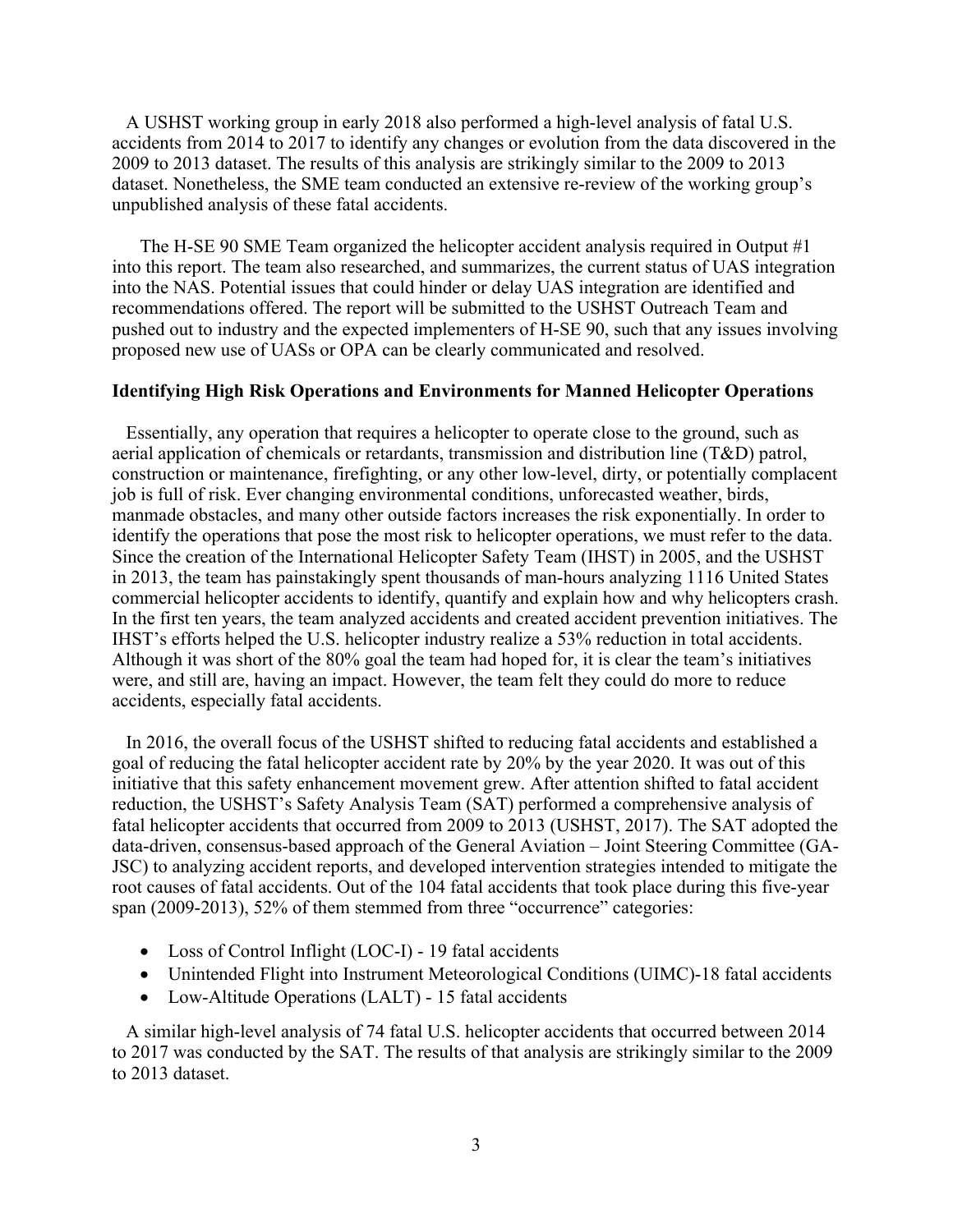A USHST working group in early 2018 also performed a high-level analysis of fatal U.S. accidents from 2014 to 2017 to identify any changes or evolution from the data discovered in the 2009 to 2013 dataset. The results of this analysis are strikingly similar to the 2009 to 2013 dataset. Nonetheless, the SME team conducted an extensive re-review of the working group's unpublished analysis of these fatal accidents.

The H-SE 90 SME Team organized the helicopter accident analysis required in Output #1 into this report. The team also researched, and summarizes, the current status of UAS integration into the NAS. Potential issues that could hinder or delay UAS integration are identified and recommendations offered. The report will be submitted to the USHST Outreach Team and pushed out to industry and the expected implementers of H-SE 90, such that any issues involving proposed new use of UASs or OPA can be clearly communicated and resolved.

**Identifying High Risk Operations and Environments for Manned Helicopter Operations**

Essentially, any operation that requires a helicopter to operate close to the ground, such as aerial application of chemicals or retardants, transmission and distribution line (T&D) patrol, construction or maintenance, firefighting, or any other low-level, dirty, or potentially complacent job is full of risk. Ever changing environmental conditions, unforecasted weather, birds, manmade obstacles, and many other outside factors increases the risk exponentially. In order to identify the operations that pose the most risk to helicopter operations, we must refer to the data. Since the creation of the International Helicopter Safety Team (IHST) in 2005, and the USHST in 2013, the team has painstakingly spent thousands of man-hours analyzing 1116 United States commercial helicopter accidents to identify, quantify and explain how and why helicopters crash. In the first ten years, the team analyzed accidents and created accident prevention initiatives. The IHST's efforts helped the U.S. helicopter industry realize a 53% reduction in total accidents. Although it was short of the 80% goal the team had hoped for, it is clear the team's initiatives were, and still are, having an impact. However, the team felt they could do more to reduce accidents, especially fatal accidents.

In 2016, the overall focus of the USHST shifted to reducing fatal accidents and established a goal of reducing the fatal helicopter accident rate by 20% by the year 2020. It was out of this initiative that this safety enhancement movement grew. After attention shifted to fatal accident reduction, the USHST's Safety Analysis Team (SAT) performed a comprehensive analysis of fatal helicopter accidents that occurred from 2009 to 2013 (USHST, 2017). The SAT adopted the data-driven, consensus-based approach of the General Aviation – Joint Steering Committee (GA-JSC) to analyzing accident reports, and developed intervention strategies intended to mitigate the root causes of fatal accidents. Out of the 104 fatal accidents that took place during this five-year span (2009-2013), 52% of them stemmed from three "occurrence" categories:

- Loss of Control Inflight (LOC-I) - 19 fatal accidents
- Unintended Flight into Instrument Meteorological Conditions (UIMC)-18 fatal accidents
- Low-Altitude Operations (LALT) - 15 fatal accidents

A similar high-level analysis of 74 fatal U.S. helicopter accidents that occurred between 2014 to 2017 was conducted by the SAT. The results of that analysis are strikingly similar to the 2009 to 2013 dataset.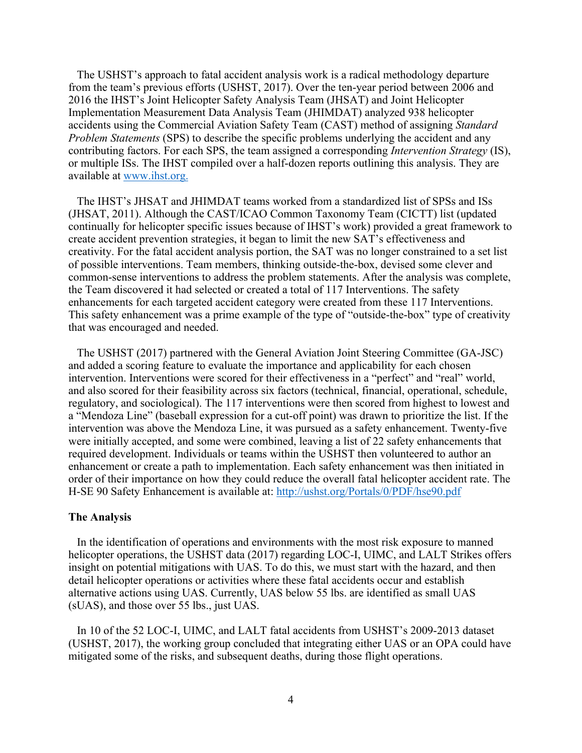The USHST's approach to fatal accident analysis work is a radical methodology departure from the team's previous efforts (USHST, 2017). Over the ten-year period between 2006 and 2016 the IHST's Joint Helicopter Safety Analysis Team (JHSAT) and Joint Helicopter Implementation Measurement Data Analysis Team (JHIMDAT) analyzed 938 helicopter accidents using the Commercial Aviation Safety Team (CAST) method of assigning *Standard Problem Statements* (SPS) to describe the specific problems underlying the accident and any contributing factors. For each SPS, the team assigned a corresponding *Intervention Strategy* (IS), or multiple ISs. The IHST compiled over a half-dozen reports outlining this analysis. They are available at [www.ihst.org.](http://www.ihst.org)

The IHST's JHSAT and JHIMDAT teams worked from a standardized list of SPSs and ISs (JHSAT, 2011). Although the CAST/ICAO Common Taxonomy Team (CICTT) list (updated continually for helicopter specific issues because of IHST's work) provided a great framework to create accident prevention strategies, it began to limit the new SAT's effectiveness and creativity. For the fatal accident analysis portion, the SAT was no longer constrained to a set list of possible interventions. Team members, thinking outside-the-box, devised some clever and common-sense interventions to address the problem statements. After the analysis was complete, the Team discovered it had selected or created a total of 117 Interventions. The safety enhancements for each targeted accident category were created from these 117 Interventions. This safety enhancement was a prime example of the type of "outside-the-box" type of creativity that was encouraged and needed.

The USHST (2017) partnered with the General Aviation Joint Steering Committee (GA-JSC) and added a scoring feature to evaluate the importance and applicability for each chosen intervention. Interventions were scored for their effectiveness in a "perfect" and "real" world, and also scored for their feasibility across six factors (technical, financial, operational, schedule, regulatory, and sociological). The 117 interventions were then scored from highest to lowest and a "Mendoza Line" (baseball expression for a cut-off point) was drawn to prioritize the list. If the intervention was above the Mendoza Line, it was pursued as a safety enhancement. Twenty-five were initially accepted, and some were combined, leaving a list of 22 safety enhancements that required development. Individuals or teams within the USHST then volunteered to author an enhancement or create a path to implementation. Each safety enhancement was then initiated in order of their importance on how they could reduce the overall fatal helicopter accident rate. The H-SE 90 Safety Enhancement is available at: [http://ushst.org/Portals/0/PDF/hse90.pdf](http://ushst.org/Portals/0/PDF/hse90.pdf)

**The Analysis**

In the identification of operations and environments with the most risk exposure to manned helicopter operations, the USHST data (2017) regarding LOC-I, UIMC, and LALT Strikes offers insight on potential mitigations with UAS. To do this, we must start with the hazard, and then detail helicopter operations or activities where these fatal accidents occur and establish alternative actions using UAS. Currently, UAS below 55 lbs. are identified as small UAS (sUAS), and those over 55 lbs., just UAS.

In 10 of the 52 LOC-I, UIMC, and LALT fatal accidents from USHST's 2009-2013 dataset (USHST, 2017), the working group concluded that integrating either UAS or an OPA could have mitigated some of the risks, and subsequent deaths, during those flight operations.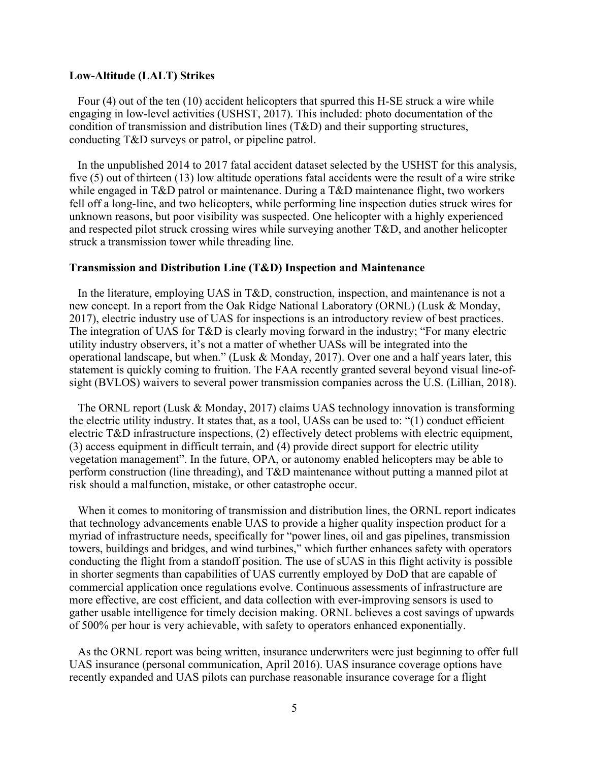**Low-Altitude (LALT) Strikes**

Four (4) out of the ten (10) accident helicopters that spurred this H-SE struck a wire while engaging in low-level activities (USHST, 2017). This included: photo documentation of the condition of transmission and distribution lines (T&D) and their supporting structures, conducting T&D surveys or patrol, or pipeline patrol.

In the unpublished 2014 to 2017 fatal accident dataset selected by the USHST for this analysis, five (5) out of thirteen (13) low altitude operations fatal accidents were the result of a wire strike while engaged in T&D patrol or maintenance. During a T&D maintenance flight, two workers fell off a long-line, and two helicopters, while performing line inspection duties struck wires for unknown reasons, but poor visibility was suspected. One helicopter with a highly experienced and respected pilot struck crossing wires while surveying another T&D, and another helicopter struck a transmission tower while threading line.

**Transmission and Distribution Line (T&D) Inspection and Maintenance**

In the literature, employing UAS in T&D, construction, inspection, and maintenance is not a new concept. In a report from the Oak Ridge National Laboratory (ORNL) (Lusk & Monday, 2017), electric industry use of UAS for inspections is an introductory review of best practices. The integration of UAS for T&D is clearly moving forward in the industry; "For many electric utility industry observers, it's not a matter of whether UASs will be integrated into the operational landscape, but when." (Lusk & Monday, 2017). Over one and a half years later, this statement is quickly coming to fruition. The FAA recently granted several beyond visual line-of-sight (BVLOS) waivers to several power transmission companies across the U.S. (Lillian, 2018).

The ORNL report (Lusk & Monday, 2017) claims UAS technology innovation is transforming the electric utility industry. It states that, as a tool, UASs can be used to: "(1) conduct efficient electric T&D infrastructure inspections, (2) effectively detect problems with electric equipment, (3) access equipment in difficult terrain, and (4) provide direct support for electric utility vegetation management". In the future, OPA, or autonomy enabled helicopters may be able to perform construction (line threading), and T&D maintenance without putting a manned pilot at risk should a malfunction, mistake, or other catastrophe occur.

When it comes to monitoring of transmission and distribution lines, the ORNL report indicates that technology advancements enable UAS to provide a higher quality inspection product for a myriad of infrastructure needs, specifically for "power lines, oil and gas pipelines, transmission towers, buildings and bridges, and wind turbines," which further enhances safety with operators conducting the flight from a standoff position. The use of sUAS in this flight activity is possible in shorter segments than capabilities of UAS currently employed by DoD that are capable of commercial application once regulations evolve. Continuous assessments of infrastructure are more effective, are cost efficient, and data collection with ever-improving sensors is used to gather usable intelligence for timely decision making. ORNL believes a cost savings of upwards of 500% per hour is very achievable, with safety to operators enhanced exponentially.

As the ORNL report was being written, insurance underwriters were just beginning to offer full UAS insurance (personal communication, April 2016). UAS insurance coverage options have recently expanded and UAS pilots can purchase reasonable insurance coverage for a flight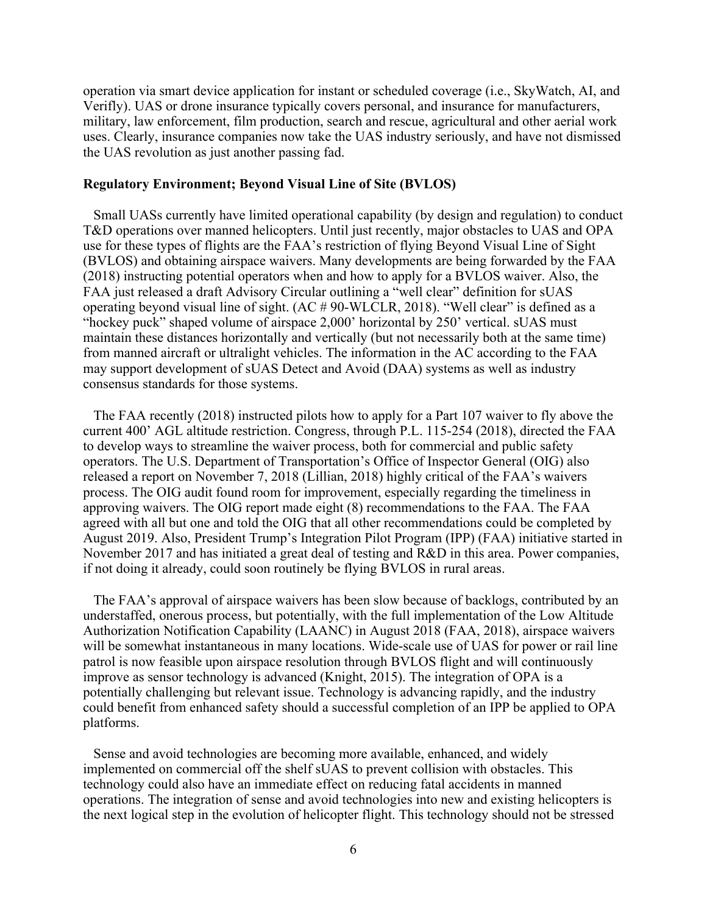operation via smart device application for instant or scheduled coverage (i.e., SkyWatch, AI, and Verifly). UAS or drone insurance typically covers personal, and insurance for manufacturers, military, law enforcement, film production, search and rescue, agricultural and other aerial work uses. Clearly, insurance companies now take the UAS industry seriously, and have not dismissed the UAS revolution as just another passing fad.

**Regulatory Environment; Beyond Visual Line of Site (BVLOS)**

Small UASs currently have limited operational capability (by design and regulation) to conduct T&D operations over manned helicopters. Until just recently, major obstacles to UAS and OPA use for these types of flights are the FAA's restriction of flying Beyond Visual Line of Sight (BVLOS) and obtaining airspace waivers. Many developments are being forwarded by the FAA (2018) instructing potential operators when and how to apply for a BVLOS waiver. Also, the FAA just released a draft Advisory Circular outlining a "well clear" definition for sUAS operating beyond visual line of sight. (AC # 90-WLCLR, 2018). "Well clear" is defined as a "hockey puck" shaped volume of airspace 2,000' horizontal by 250' vertical. sUAS must maintain these distances horizontally and vertically (but not necessarily both at the same time) from manned aircraft or ultralight vehicles. The information in the AC according to the FAA may support development of sUAS Detect and Avoid (DAA) systems as well as industry consensus standards for those systems.

The FAA recently (2018) instructed pilots how to apply for a Part 107 waiver to fly above the current 400' AGL altitude restriction. Congress, through P.L. 115-254 (2018), directed the FAA to develop ways to streamline the waiver process, both for commercial and public safety operators. The U.S. Department of Transportation's Office of Inspector General (OIG) also released a report on November 7, 2018 (Lillian, 2018) highly critical of the FAA's waivers process. The OIG audit found room for improvement, especially regarding the timeliness in approving waivers. The OIG report made eight (8) recommendations to the FAA. The FAA agreed with all but one and told the OIG that all other recommendations could be completed by August 2019. Also, President Trump's Integration Pilot Program (IPP) (FAA) initiative started in November 2017 and has initiated a great deal of testing and R&D in this area. Power companies, if not doing it already, could soon routinely be flying BVLOS in rural areas.

The FAA's approval of airspace waivers has been slow because of backlogs, contributed by an understaffed, onerous process, but potentially, with the full implementation of the Low Altitude Authorization Notification Capability (LAANC) in August 2018 (FAA, 2018), airspace waivers will be somewhat instantaneous in many locations. Wide-scale use of UAS for power or rail line patrol is now feasible upon airspace resolution through BVLOS flight and will continuously improve as sensor technology is advanced (Knight, 2015). The integration of OPA is a potentially challenging but relevant issue. Technology is advancing rapidly, and the industry could benefit from enhanced safety should a successful completion of an IPP be applied to OPA platforms.

Sense and avoid technologies are becoming more available, enhanced, and widely implemented on commercial off the shelf sUAS to prevent collision with obstacles. This technology could also have an immediate effect on reducing fatal accidents in manned operations. The integration of sense and avoid technologies into new and existing helicopters is the next logical step in the evolution of helicopter flight. This technology should not be stressed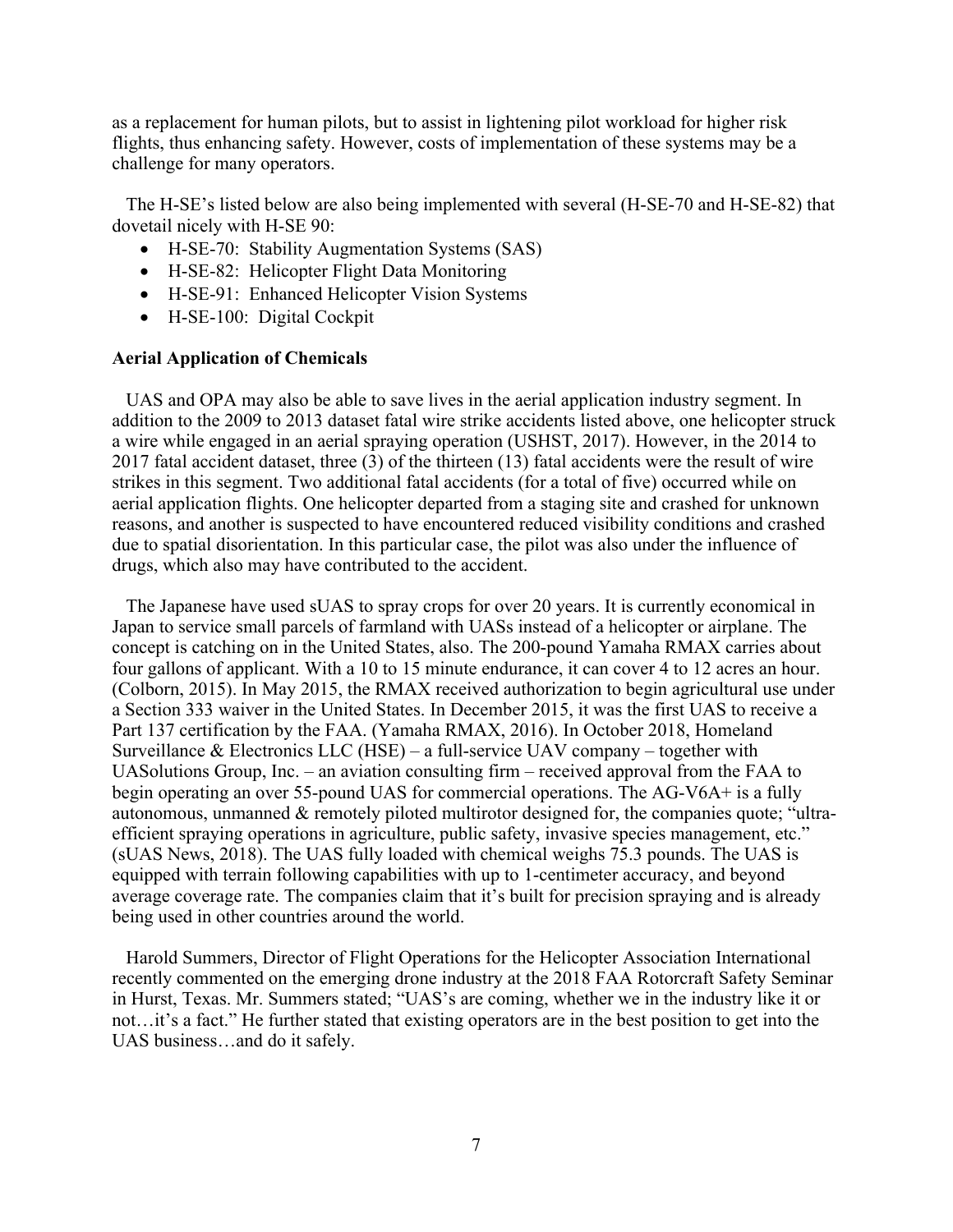as a replacement for human pilots, but to assist in lightening pilot workload for higher risk flights, thus enhancing safety. However, costs of implementation of these systems may be a challenge for many operators.

The H-SE's listed below are also being implemented with several (H-SE-70 and H-SE-82) that dovetail nicely with H-SE 90:

- H-SE-70: Stability Augmentation Systems (SAS)
- H-SE-82: Helicopter Flight Data Monitoring
- H-SE-91: Enhanced Helicopter Vision Systems
- H-SE-100: Digital Cockpit

**Aerial Application of Chemicals**

UAS and OPA may also be able to save lives in the aerial application industry segment. In addition to the 2009 to 2013 dataset fatal wire strike accidents listed above, one helicopter struck a wire while engaged in an aerial spraying operation (USHST, 2017). However, in the 2014 to 2017 fatal accident dataset, three (3) of the thirteen (13) fatal accidents were the result of wire strikes in this segment. Two additional fatal accidents (for a total of five) occurred while on aerial application flights. One helicopter departed from a staging site and crashed for unknown reasons, and another is suspected to have encountered reduced visibility conditions and crashed due to spatial disorientation. In this particular case, the pilot was also under the influence of drugs, which also may have contributed to the accident.

The Japanese have used sUAS to spray crops for over 20 years. It is currently economical in Japan to service small parcels of farmland with UASs instead of a helicopter or airplane. The concept is catching on in the United States, also. The 200-pound Yamaha RMAX carries about four gallons of applicant. With a 10 to 15 minute endurance, it can cover 4 to 12 acres an hour. (Colborn, 2015). In May 2015, the RMAX received authorization to begin agricultural use under a Section 333 waiver in the United States. In December 2015, it was the first UAS to receive a Part 137 certification by the FAA. (Yamaha RMAX, 2016). In October 2018, Homeland Surveillance & Electronics LLC (HSE) – a full-service UAV company – together with UASolutions Group, Inc. – an aviation consulting firm – received approval from the FAA to begin operating an over 55-pound UAS for commercial operations. The AG-V6A+ is a fully autonomous, unmanned & remotely piloted multirotor designed for, the companies quote; "ultra-efficient spraying operations in agriculture, public safety, invasive species management, etc." (sUAS News, 2018). The UAS fully loaded with chemical weighs 75.3 pounds. The UAS is equipped with terrain following capabilities with up to 1-centimeter accuracy, and beyond average coverage rate. The companies claim that it's built for precision spraying and is already being used in other countries around the world.

Harold Summers, Director of Flight Operations for the Helicopter Association International recently commented on the emerging drone industry at the 2018 FAA Rotorcraft Safety Seminar in Hurst, Texas. Mr. Summers stated; "UAS's are coming, whether we in the industry like it or not…it's a fact." He further stated that existing operators are in the best position to get into the UAS business…and do it safely.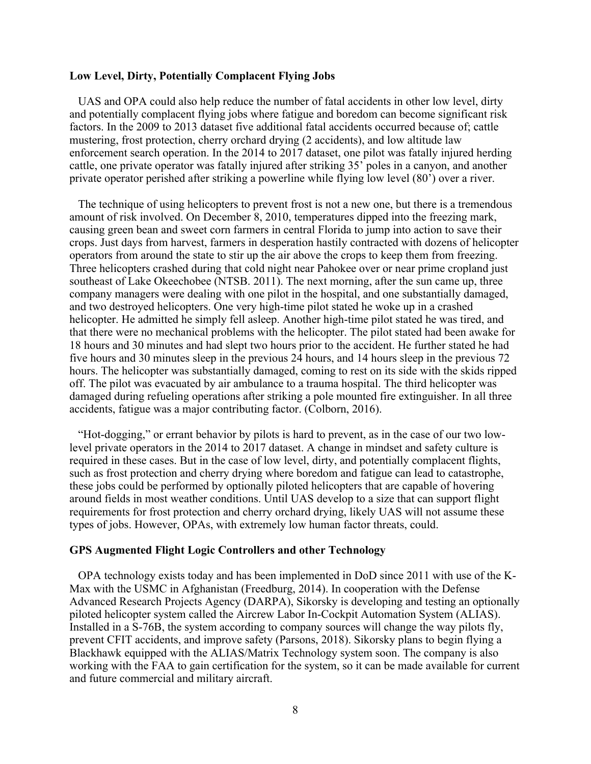**Low Level, Dirty, Potentially Complacent Flying Jobs**

UAS and OPA could also help reduce the number of fatal accidents in other low level, dirty and potentially complacent flying jobs where fatigue and boredom can become significant risk factors. In the 2009 to 2013 dataset five additional fatal accidents occurred because of; cattle mustering, frost protection, cherry orchard drying (2 accidents), and low altitude law enforcement search operation. In the 2014 to 2017 dataset, one pilot was fatally injured herding cattle, one private operator was fatally injured after striking 35' poles in a canyon, and another private operator perished after striking a powerline while flying low level (80') over a river.

The technique of using helicopters to prevent frost is not a new one, but there is a tremendous amount of risk involved. On December 8, 2010, temperatures dipped into the freezing mark, causing green bean and sweet corn farmers in central Florida to jump into action to save their crops. Just days from harvest, farmers in desperation hastily contracted with dozens of helicopter operators from around the state to stir up the air above the crops to keep them from freezing. Three helicopters crashed during that cold night near Pahokee over or near prime cropland just southeast of Lake Okeechobee (NTSB. 2011). The next morning, after the sun came up, three company managers were dealing with one pilot in the hospital, and one substantially damaged, and two destroyed helicopters. One very high-time pilot stated he woke up in a crashed helicopter. He admitted he simply fell asleep. Another high-time pilot stated he was tired, and that there were no mechanical problems with the helicopter. The pilot stated had been awake for 18 hours and 30 minutes and had slept two hours prior to the accident. He further stated he had five hours and 30 minutes sleep in the previous 24 hours, and 14 hours sleep in the previous 72 hours. The helicopter was substantially damaged, coming to rest on its side with the skids ripped off. The pilot was evacuated by air ambulance to a trauma hospital. The third helicopter was damaged during refueling operations after striking a pole mounted fire extinguisher. In all three accidents, fatigue was a major contributing factor. (Colborn, 2016).

"Hot-dogging," or errant behavior by pilots is hard to prevent, as in the case of our two low-level private operators in the 2014 to 2017 dataset. A change in mindset and safety culture is required in these cases. But in the case of low level, dirty, and potentially complacent flights, such as frost protection and cherry drying where boredom and fatigue can lead to catastrophe, these jobs could be performed by optionally piloted helicopters that are capable of hovering around fields in most weather conditions. Until UAS develop to a size that can support flight requirements for frost protection and cherry orchard drying, likely UAS will not assume these types of jobs. However, OPAs, with extremely low human factor threats, could.

**GPS Augmented Flight Logic Controllers and other Technology**

OPA technology exists today and has been implemented in DoD since 2011 with use of the K-Max with the USMC in Afghanistan (Freedburg, 2014). In cooperation with the Defense Advanced Research Projects Agency (DARPA), Sikorsky is developing and testing an optionally piloted helicopter system called the Aircrew Labor In-Cockpit Automation System (ALIAS). Installed in a S-76B, the system according to company sources will change the way pilots fly, prevent CFIT accidents, and improve safety (Parsons, 2018). Sikorsky plans to begin flying a Blackhawk equipped with the ALIAS/Matrix Technology system soon. The company is also working with the FAA to gain certification for the system, so it can be made available for current and future commercial and military aircraft.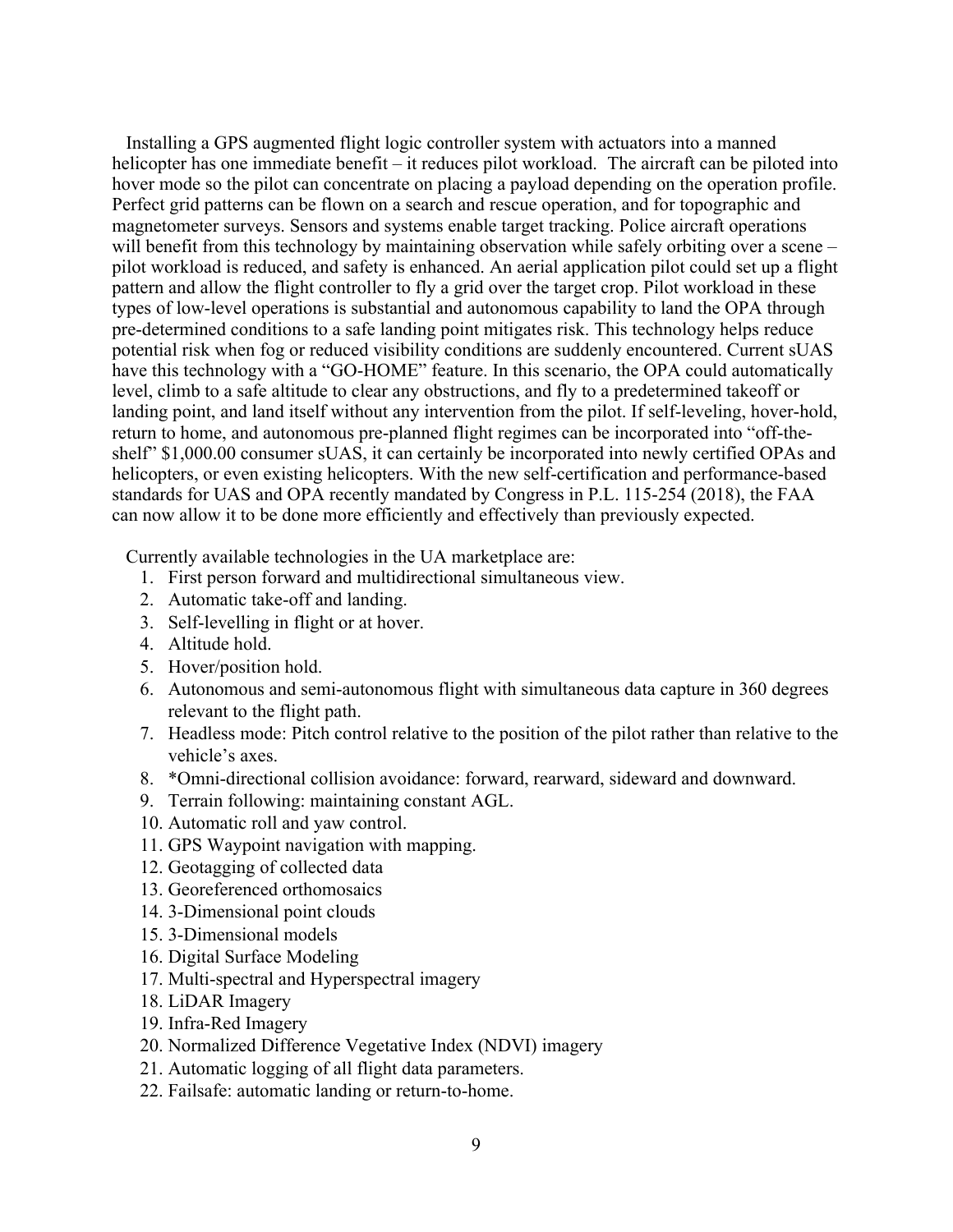Installing a GPS augmented flight logic controller system with actuators into a manned helicopter has one immediate benefit – it reduces pilot workload. The aircraft can be piloted into hover mode so the pilot can concentrate on placing a payload depending on the operation profile. Perfect grid patterns can be flown on a search and rescue operation, and for topographic and magnetometer surveys. Sensors and systems enable target tracking. Police aircraft operations will benefit from this technology by maintaining observation while safely orbiting over a scene – pilot workload is reduced, and safety is enhanced. An aerial application pilot could set up a flight pattern and allow the flight controller to fly a grid over the target crop. Pilot workload in these types of low-level operations is substantial and autonomous capability to land the OPA through pre-determined conditions to a safe landing point mitigates risk. This technology helps reduce potential risk when fog or reduced visibility conditions are suddenly encountered. Current sUAS have this technology with a "GO-HOME" feature. In this scenario, the OPA could automatically level, climb to a safe altitude to clear any obstructions, and fly to a predetermined takeoff or landing point, and land itself without any intervention from the pilot. If self-leveling, hover-hold, return to home, and autonomous pre-planned flight regimes can be incorporated into "off-the-shelf" $1,000.00 consumer sUAS, it can certainly be incorporated into newly certified OPAs and helicopters, or even existing helicopters. With the new self-certification and performance-based standards for UAS and OPA recently mandated by Congress in P.L. 115-254 (2018), the FAA can now allow it to be done more efficiently and effectively than previously expected.

Currently available technologies in the UA marketplace are:

1. First person forward and multidirectional simultaneous view.
2. Automatic take-off and landing.
3. Self-levelling in flight or at hover.
4. Altitude hold.
5. Hover/position hold.
6. Autonomous and semi-autonomous flight with simultaneous data capture in 360 degrees relevant to the flight path.
7. Headless mode: Pitch control relative to the position of the pilot rather than relative to the vehicle's axes.
8. *Omni-directional collision avoidance: forward, rearward, sideward and downward.
9. Terrain following: maintaining constant AGL.
10. Automatic roll and yaw control.
11. GPS Waypoint navigation with mapping.
12. Geotagging of collected data
13. Georeferenced orthomosaics
14. 3-Dimensional point clouds
15. 3-Dimensional models
16. Digital Surface Modeling
17. Multi-spectral and Hyperspectral imagery
18. LiDAR Imagery
19. Infra-Red Imagery
20. Normalized Difference Vegetative Index (NDVI) imagery
21. Automatic logging of all flight data parameters.
22. Failsafe: automatic landing or return-to-home.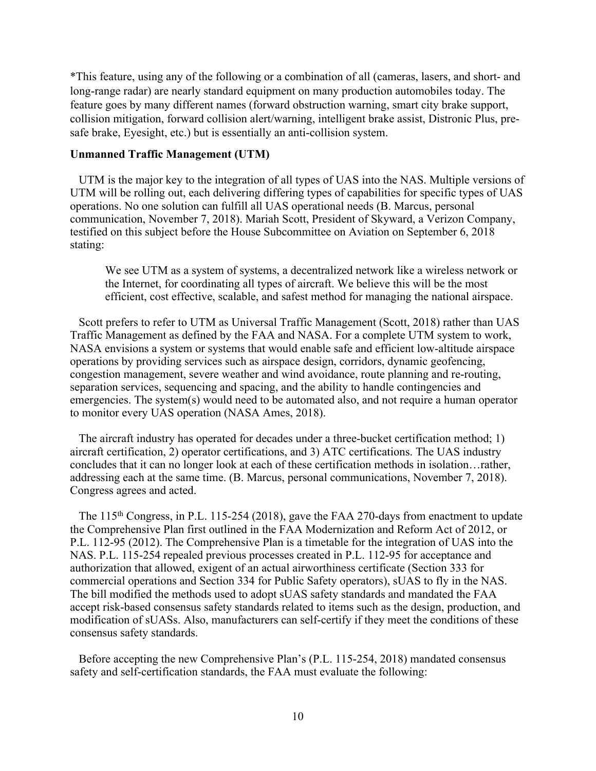*This feature, using any of the following or a combination of all (cameras, lasers, and short- and long-range radar) are nearly standard equipment on many production automobiles today. The feature goes by many different names (forward obstruction warning, smart city brake support, collision mitigation, forward collision alert/warning, intelligent brake assist, Distronic Plus, pre-safe brake, Eyesight, etc.) but is essentially an anti-collision system.

**Unmanned Traffic Management (UTM)**

UTM is the major key to the integration of all types of UAS into the NAS. Multiple versions of UTM will be rolling out, each delivering differing types of capabilities for specific types of UAS operations. No one solution can fulfill all UAS operational needs (B. Marcus, personal communication, November 7, 2018). Mariah Scott, President of Skyward, a Verizon Company, testified on this subject before the House Subcommittee on Aviation on September 6, 2018 stating:

> We see UTM as a system of systems, a decentralized network like a wireless network or the Internet, for coordinating all types of aircraft. We believe this will be the most efficient, cost effective, scalable, and safest method for managing the national airspace.

Scott prefers to refer to UTM as Universal Traffic Management (Scott, 2018) rather than UAS Traffic Management as defined by the FAA and NASA. For a complete UTM system to work, NASA envisions a system or systems that would enable safe and efficient low-altitude airspace operations by providing services such as airspace design, corridors, dynamic geofencing, congestion management, severe weather and wind avoidance, route planning and re-routing, separation services, sequencing and spacing, and the ability to handle contingencies and emergencies. The system(s) would need to be automated also, and not require a human operator to monitor every UAS operation (NASA Ames, 2018).

The aircraft industry has operated for decades under a three-bucket certification method; 1) aircraft certification, 2) operator certifications, and 3) ATC certifications. The UAS industry concludes that it can no longer look at each of these certification methods in isolation…rather, addressing each at the same time. (B. Marcus, personal communications, November 7, 2018). Congress agrees and acted.

The 115th Congress, in P.L. 115-254 (2018), gave the FAA 270-days from enactment to update the Comprehensive Plan first outlined in the FAA Modernization and Reform Act of 2012, or P.L. 112-95 (2012). The Comprehensive Plan is a timetable for the integration of UAS into the NAS. P.L. 115-254 repealed previous processes created in P.L. 112-95 for acceptance and authorization that allowed, exigent of an actual airworthiness certificate (Section 333 for commercial operations and Section 334 for Public Safety operators), sUAS to fly in the NAS. The bill modified the methods used to adopt sUAS safety standards and mandated the FAA accept risk-based consensus safety standards related to items such as the design, production, and modification of sUASs. Also, manufacturers can self-certify if they meet the conditions of these consensus safety standards.

Before accepting the new Comprehensive Plan's (P.L. 115-254, 2018) mandated consensus safety and self-certification standards, the FAA must evaluate the following: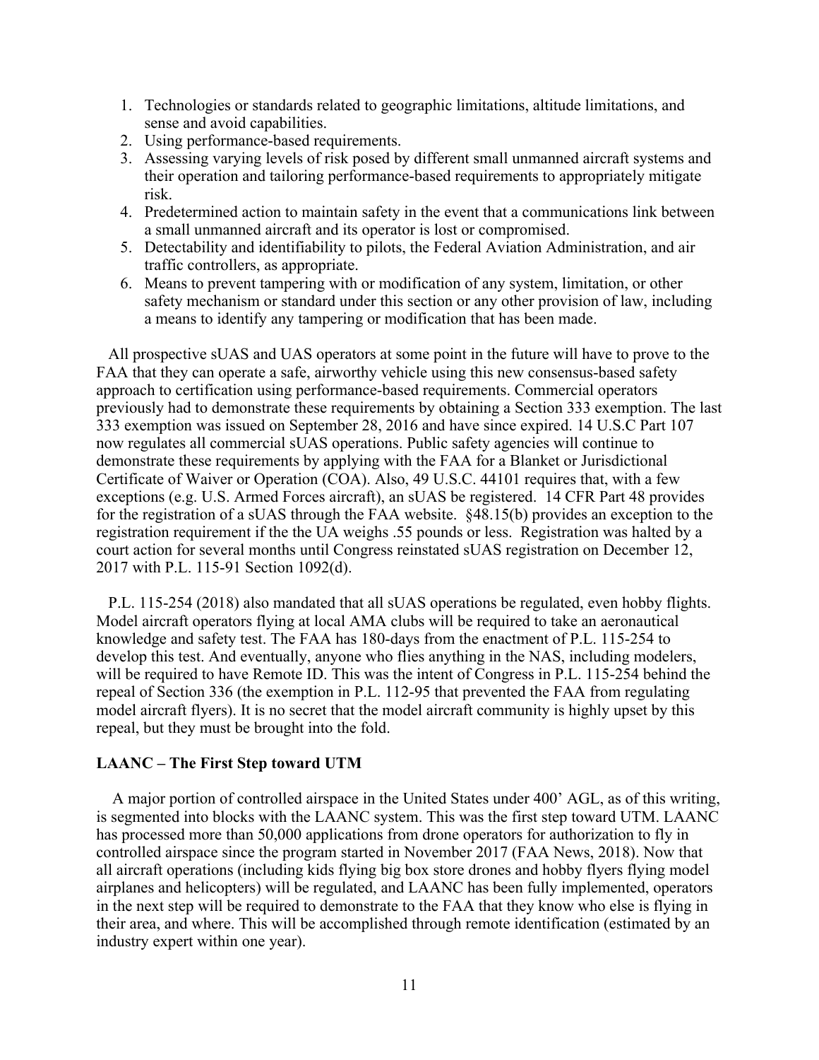1. Technologies or standards related to geographic limitations, altitude limitations, and sense and avoid capabilities.
2. Using performance-based requirements.
3. Assessing varying levels of risk posed by different small unmanned aircraft systems and their operation and tailoring performance-based requirements to appropriately mitigate risk.
4. Predetermined action to maintain safety in the event that a communications link between a small unmanned aircraft and its operator is lost or compromised.
5. Detectability and identifiability to pilots, the Federal Aviation Administration, and air traffic controllers, as appropriate.
6. Means to prevent tampering with or modification of any system, limitation, or other safety mechanism or standard under this section or any other provision of law, including a means to identify any tampering or modification that has been made.

All prospective sUAS and UAS operators at some point in the future will have to prove to the FAA that they can operate a safe, airworthy vehicle using this new consensus-based safety approach to certification using performance-based requirements. Commercial operators previously had to demonstrate these requirements by obtaining a Section 333 exemption. The last 333 exemption was issued on September 28, 2016 and have since expired. 14 U.S.C Part 107 now regulates all commercial sUAS operations. Public safety agencies will continue to demonstrate these requirements by applying with the FAA for a Blanket or Jurisdictional Certificate of Waiver or Operation (COA). Also, 49 U.S.C. 44101 requires that, with a few exceptions (e.g. U.S. Armed Forces aircraft), an sUAS be registered. 14 CFR Part 48 provides for the registration of a sUAS through the FAA website. §48.15(b) provides an exception to the registration requirement if the the UA weighs .55 pounds or less. Registration was halted by a court action for several months until Congress reinstated sUAS registration on December 12, 2017 with P.L. 115-91 Section 1092(d).

P.L. 115-254 (2018) also mandated that all sUAS operations be regulated, even hobby flights. Model aircraft operators flying at local AMA clubs will be required to take an aeronautical knowledge and safety test. The FAA has 180-days from the enactment of P.L. 115-254 to develop this test. And eventually, anyone who flies anything in the NAS, including modelers, will be required to have Remote ID. This was the intent of Congress in P.L. 115-254 behind the repeal of Section 336 (the exemption in P.L. 112-95 that prevented the FAA from regulating model aircraft flyers). It is no secret that the model aircraft community is highly upset by this repeal, but they must be brought into the fold.

**LAANC – The First Step toward UTM**

A major portion of controlled airspace in the United States under 400' AGL, as of this writing, is segmented into blocks with the LAANC system. This was the first step toward UTM. LAANC has processed more than 50,000 applications from drone operators for authorization to fly in controlled airspace since the program started in November 2017 (FAA News, 2018). Now that all aircraft operations (including kids flying big box store drones and hobby flyers flying model airplanes and helicopters) will be regulated, and LAANC has been fully implemented, operators in the next step will be required to demonstrate to the FAA that they know who else is flying in their area, and where. This will be accomplished through remote identification (estimated by an industry expert within one year).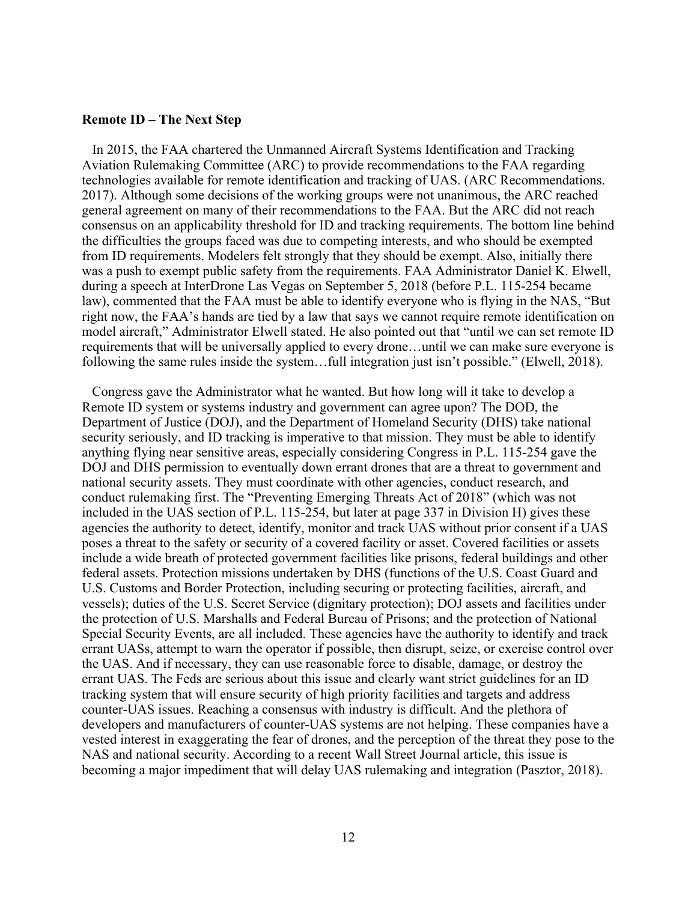**Remote ID – The Next Step**

In 2015, the FAA chartered the Unmanned Aircraft Systems Identification and Tracking Aviation Rulemaking Committee (ARC) to provide recommendations to the FAA regarding technologies available for remote identification and tracking of UAS. (ARC Recommendations. 2017). Although some decisions of the working groups were not unanimous, the ARC reached general agreement on many of their recommendations to the FAA. But the ARC did not reach consensus on an applicability threshold for ID and tracking requirements. The bottom line behind the difficulties the groups faced was due to competing interests, and who should be exempted from ID requirements. Modelers felt strongly that they should be exempt. Also, initially there was a push to exempt public safety from the requirements. FAA Administrator Daniel K. Elwell, during a speech at InterDrone Las Vegas on September 5, 2018 (before P.L. 115-254 became law), commented that the FAA must be able to identify everyone who is flying in the NAS, "But right now, the FAA's hands are tied by a law that says we cannot require remote identification on model aircraft," Administrator Elwell stated. He also pointed out that "until we can set remote ID requirements that will be universally applied to every drone…until we can make sure everyone is following the same rules inside the system…full integration just isn't possible." (Elwell, 2018).

Congress gave the Administrator what he wanted. But how long will it take to develop a Remote ID system or systems industry and government can agree upon? The DOD, the Department of Justice (DOJ), and the Department of Homeland Security (DHS) take national security seriously, and ID tracking is imperative to that mission. They must be able to identify anything flying near sensitive areas, especially considering Congress in P.L. 115-254 gave the DOJ and DHS permission to eventually down errant drones that are a threat to government and national security assets. They must coordinate with other agencies, conduct research, and conduct rulemaking first. The "Preventing Emerging Threats Act of 2018" (which was not included in the UAS section of P.L. 115-254, but later at page 337 in Division H) gives these agencies the authority to detect, identify, monitor and track UAS without prior consent if a UAS poses a threat to the safety or security of a covered facility or asset. Covered facilities or assets include a wide breath of protected government facilities like prisons, federal buildings and other federal assets. Protection missions undertaken by DHS (functions of the U.S. Coast Guard and U.S. Customs and Border Protection, including securing or protecting facilities, aircraft, and vessels); duties of the U.S. Secret Service (dignitary protection); DOJ assets and facilities under the protection of U.S. Marshalls and Federal Bureau of Prisons; and the protection of National Special Security Events, are all included. These agencies have the authority to identify and track errant UASs, attempt to warn the operator if possible, then disrupt, seize, or exercise control over the UAS. And if necessary, they can use reasonable force to disable, damage, or destroy the errant UAS. The Feds are serious about this issue and clearly want strict guidelines for an ID tracking system that will ensure security of high priority facilities and targets and address counter-UAS issues. Reaching a consensus with industry is difficult. And the plethora of developers and manufacturers of counter-UAS systems are not helping. These companies have a vested interest in exaggerating the fear of drones, and the perception of the threat they pose to the NAS and national security. According to a recent Wall Street Journal article, this issue is becoming a major impediment that will delay UAS rulemaking and integration (Pasztor, 2018).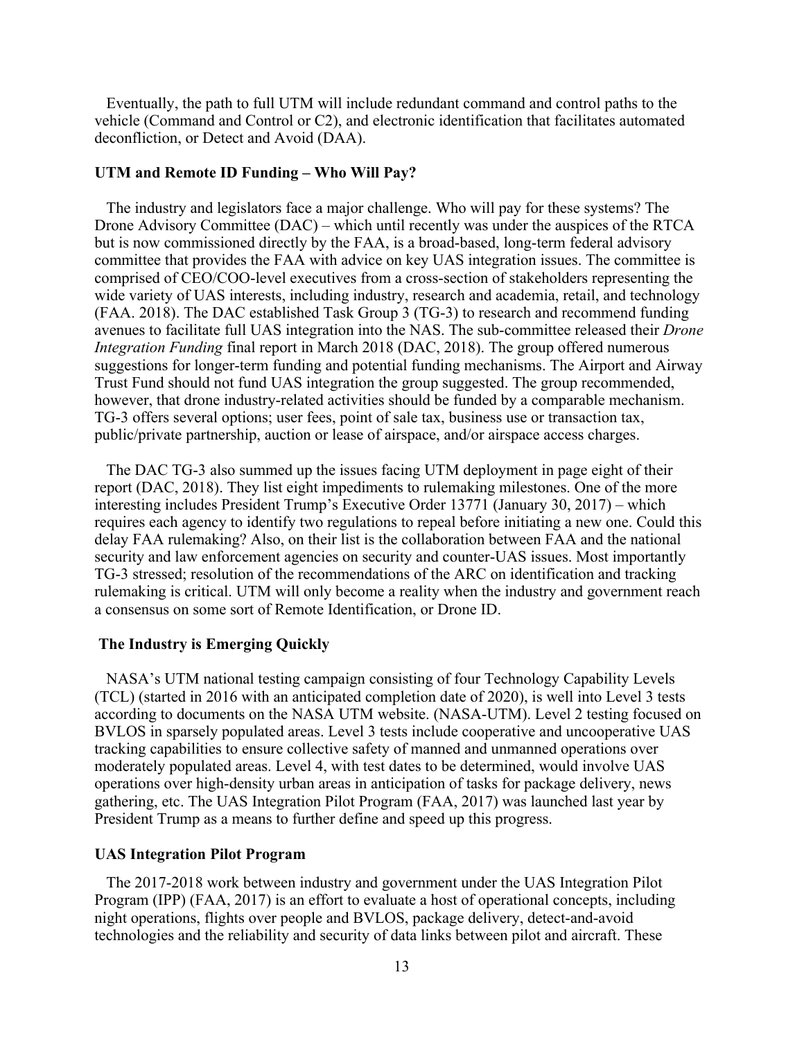Eventually, the path to full UTM will include redundant command and control paths to the vehicle (Command and Control or C2), and electronic identification that facilitates automated deconfliction, or Detect and Avoid (DAA).

**UTM and Remote ID Funding – Who Will Pay?**

The industry and legislators face a major challenge. Who will pay for these systems? The Drone Advisory Committee (DAC) – which until recently was under the auspices of the RTCA but is now commissioned directly by the FAA, is a broad-based, long-term federal advisory committee that provides the FAA with advice on key UAS integration issues. The committee is comprised of CEO/COO-level executives from a cross-section of stakeholders representing the wide variety of UAS interests, including industry, research and academia, retail, and technology (FAA. 2018). The DAC established Task Group 3 (TG-3) to research and recommend funding avenues to facilitate full UAS integration into the NAS. The sub-committee released their *Drone Integration Funding* final report in March 2018 (DAC, 2018). The group offered numerous suggestions for longer-term funding and potential funding mechanisms. The Airport and Airway Trust Fund should not fund UAS integration the group suggested. The group recommended, however, that drone industry-related activities should be funded by a comparable mechanism. TG-3 offers several options; user fees, point of sale tax, business use or transaction tax, public/private partnership, auction or lease of airspace, and/or airspace access charges.

The DAC TG-3 also summed up the issues facing UTM deployment in page eight of their report (DAC, 2018). They list eight impediments to rulemaking milestones. One of the more interesting includes President Trump's Executive Order 13771 (January 30, 2017) – which requires each agency to identify two regulations to repeal before initiating a new one. Could this delay FAA rulemaking? Also, on their list is the collaboration between FAA and the national security and law enforcement agencies on security and counter-UAS issues. Most importantly TG-3 stressed; resolution of the recommendations of the ARC on identification and tracking rulemaking is critical. UTM will only become a reality when the industry and government reach a consensus on some sort of Remote Identification, or Drone ID.

**The Industry is Emerging Quickly**

NASA's UTM national testing campaign consisting of four Technology Capability Levels (TCL) (started in 2016 with an anticipated completion date of 2020), is well into Level 3 tests according to documents on the NASA UTM website. (NASA-UTM). Level 2 testing focused on BVLOS in sparsely populated areas. Level 3 tests include cooperative and uncooperative UAS tracking capabilities to ensure collective safety of manned and unmanned operations over moderately populated areas. Level 4, with test dates to be determined, would involve UAS operations over high-density urban areas in anticipation of tasks for package delivery, news gathering, etc. The UAS Integration Pilot Program (FAA, 2017) was launched last year by President Trump as a means to further define and speed up this progress.

**UAS Integration Pilot Program**

The 2017-2018 work between industry and government under the UAS Integration Pilot Program (IPP) (FAA, 2017) is an effort to evaluate a host of operational concepts, including night operations, flights over people and BVLOS, package delivery, detect-and-avoid technologies and the reliability and security of data links between pilot and aircraft. These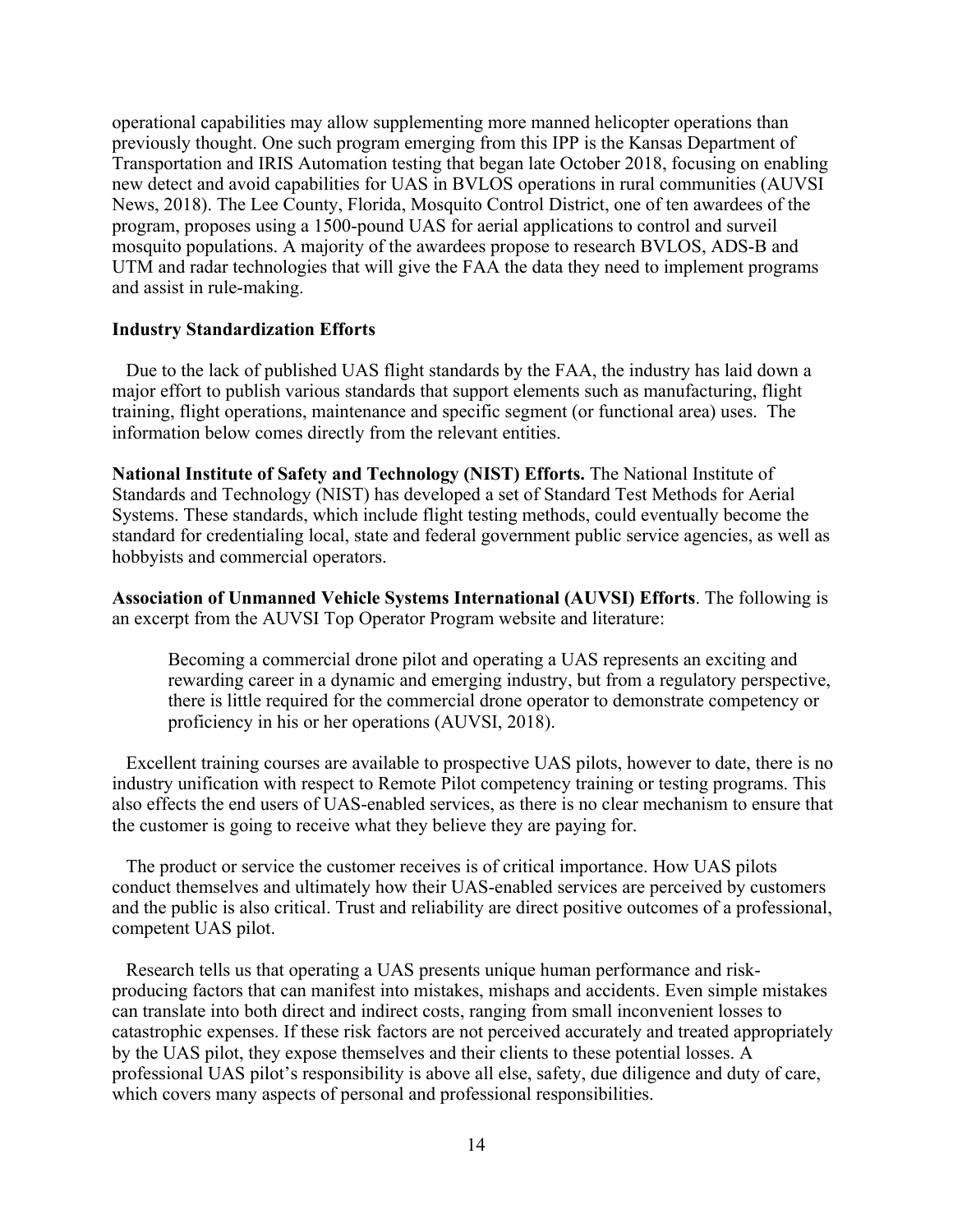operational capabilities may allow supplementing more manned helicopter operations than previously thought. One such program emerging from this IPP is the Kansas Department of Transportation and IRIS Automation testing that began late October 2018, focusing on enabling new detect and avoid capabilities for UAS in BVLOS operations in rural communities (AUVSI News, 2018). The Lee County, Florida, Mosquito Control District, one of ten awardees of the program, proposes using a 1500-pound UAS for aerial applications to control and surveil mosquito populations. A majority of the awardees propose to research BVLOS, ADS-B and UTM and radar technologies that will give the FAA the data they need to implement programs and assist in rule-making.

**Industry Standardization Efforts**

Due to the lack of published UAS flight standards by the FAA, the industry has laid down a major effort to publish various standards that support elements such as manufacturing, flight training, flight operations, maintenance and specific segment (or functional area) uses. The information below comes directly from the relevant entities.

**National Institute of Safety and Technology (NIST) Efforts.** The National Institute of Standards and Technology (NIST) has developed a set of Standard Test Methods for Aerial Systems. These standards, which include flight testing methods, could eventually become the standard for credentialing local, state and federal government public service agencies, as well as hobbyists and commercial operators.

**Association of Unmanned Vehicle Systems International (AUVSI) Efforts**. The following is an excerpt from the AUVSI Top Operator Program website and literature:

> Becoming a commercial drone pilot and operating a UAS represents an exciting and rewarding career in a dynamic and emerging industry, but from a regulatory perspective, there is little required for the commercial drone operator to demonstrate competency or proficiency in his or her operations (AUVSI, 2018).

Excellent training courses are available to prospective UAS pilots, however to date, there is no industry unification with respect to Remote Pilot competency training or testing programs. This also effects the end users of UAS-enabled services, as there is no clear mechanism to ensure that the customer is going to receive what they believe they are paying for.

The product or service the customer receives is of critical importance. How UAS pilots conduct themselves and ultimately how their UAS-enabled services are perceived by customers and the public is also critical. Trust and reliability are direct positive outcomes of a professional, competent UAS pilot.

Research tells us that operating a UAS presents unique human performance and risk-producing factors that can manifest into mistakes, mishaps and accidents. Even simple mistakes can translate into both direct and indirect costs, ranging from small inconvenient losses to catastrophic expenses. If these risk factors are not perceived accurately and treated appropriately by the UAS pilot, they expose themselves and their clients to these potential losses. A professional UAS pilot's responsibility is above all else, safety, due diligence and duty of care, which covers many aspects of personal and professional responsibilities.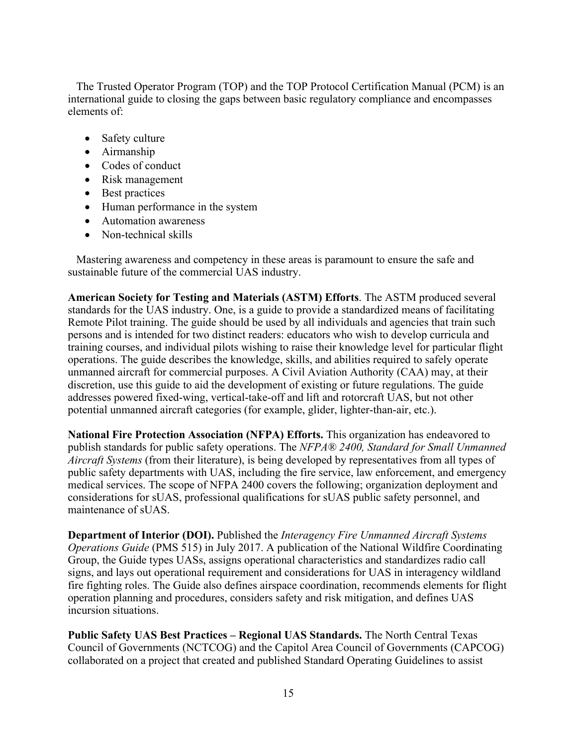The Trusted Operator Program (TOP) and the TOP Protocol Certification Manual (PCM) is an international guide to closing the gaps between basic regulatory compliance and encompasses elements of:

- Safety culture
- Airmanship
- Codes of conduct
- Risk management
- Best practices
- Human performance in the system
- Automation awareness
- Non-technical skills

Mastering awareness and competency in these areas is paramount to ensure the safe and sustainable future of the commercial UAS industry.

**American Society for Testing and Materials (ASTM) Efforts**. The ASTM produced several standards for the UAS industry. One, is a guide to provide a standardized means of facilitating Remote Pilot training. The guide should be used by all individuals and agencies that train such persons and is intended for two distinct readers: educators who wish to develop curricula and training courses, and individual pilots wishing to raise their knowledge level for particular flight operations. The guide describes the knowledge, skills, and abilities required to safely operate unmanned aircraft for commercial purposes. A Civil Aviation Authority (CAA) may, at their discretion, use this guide to aid the development of existing or future regulations. The guide addresses powered fixed-wing, vertical-take-off and lift and rotorcraft UAS, but not other potential unmanned aircraft categories (for example, glider, lighter-than-air, etc.).

**National Fire Protection Association (NFPA) Efforts.** This organization has endeavored to publish standards for public safety operations. The *NFPA® 2400, Standard for Small Unmanned Aircraft Systems* (from their literature), is being developed by representatives from all types of public safety departments with UAS, including the fire service, law enforcement, and emergency medical services. The scope of NFPA 2400 covers the following; organization deployment and considerations for sUAS, professional qualifications for sUAS public safety personnel, and maintenance of sUAS.

**Department of Interior (DOI).** Published the *Interagency Fire Unmanned Aircraft Systems Operations Guide* (PMS 515) in July 2017. A publication of the National Wildfire Coordinating Group, the Guide types UASs, assigns operational characteristics and standardizes radio call signs, and lays out operational requirement and considerations for UAS in interagency wildland fire fighting roles. The Guide also defines airspace coordination, recommends elements for flight operation planning and procedures, considers safety and risk mitigation, and defines UAS incursion situations.

**Public Safety UAS Best Practices – Regional UAS Standards.** The North Central Texas Council of Governments (NCTCOG) and the Capitol Area Council of Governments (CAPCOG) collaborated on a project that created and published Standard Operating Guidelines to assist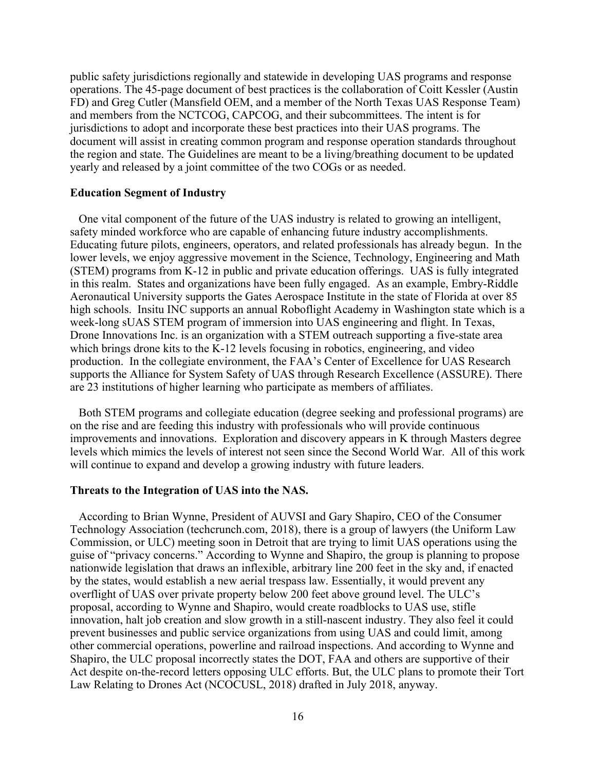public safety jurisdictions regionally and statewide in developing UAS programs and response operations. The 45-page document of best practices is the collaboration of Coitt Kessler (Austin FD) and Greg Cutler (Mansfield OEM, and a member of the North Texas UAS Response Team) and members from the NCTCOG, CAPCOG, and their subcommittees. The intent is for jurisdictions to adopt and incorporate these best practices into their UAS programs. The document will assist in creating common program and response operation standards throughout the region and state. The Guidelines are meant to be a living/breathing document to be updated yearly and released by a joint committee of the two COGs or as needed.

**Education Segment of Industry**

One vital component of the future of the UAS industry is related to growing an intelligent, safety minded workforce who are capable of enhancing future industry accomplishments. Educating future pilots, engineers, operators, and related professionals has already begun. In the lower levels, we enjoy aggressive movement in the Science, Technology, Engineering and Math (STEM) programs from K-12 in public and private education offerings. UAS is fully integrated in this realm. States and organizations have been fully engaged. As an example, Embry-Riddle Aeronautical University supports the Gates Aerospace Institute in the state of Florida at over 85 high schools. Insitu INC supports an annual Roboflight Academy in Washington state which is a week-long sUAS STEM program of immersion into UAS engineering and flight. In Texas, Drone Innovations Inc. is an organization with a STEM outreach supporting a five-state area which brings drone kits to the K-12 levels focusing in robotics, engineering, and video production. In the collegiate environment, the FAA's Center of Excellence for UAS Research supports the Alliance for System Safety of UAS through Research Excellence (ASSURE). There are 23 institutions of higher learning who participate as members of affiliates.

Both STEM programs and collegiate education (degree seeking and professional programs) are on the rise and are feeding this industry with professionals who will provide continuous improvements and innovations. Exploration and discovery appears in K through Masters degree levels which mimics the levels of interest not seen since the Second World War. All of this work will continue to expand and develop a growing industry with future leaders.

**Threats to the Integration of UAS into the NAS.**

According to Brian Wynne, President of AUVSI and Gary Shapiro, CEO of the Consumer Technology Association (techcrunch.com, 2018), there is a group of lawyers (the Uniform Law Commission, or ULC) meeting soon in Detroit that are trying to limit UAS operations using the guise of "privacy concerns." According to Wynne and Shapiro, the group is planning to propose nationwide legislation that draws an inflexible, arbitrary line 200 feet in the sky and, if enacted by the states, would establish a new aerial trespass law. Essentially, it would prevent any overflight of UAS over private property below 200 feet above ground level. The ULC's proposal, according to Wynne and Shapiro, would create roadblocks to UAS use, stifle innovation, halt job creation and slow growth in a still-nascent industry. They also feel it could prevent businesses and public service organizations from using UAS and could limit, among other commercial operations, powerline and railroad inspections. And according to Wynne and Shapiro, the ULC proposal incorrectly states the DOT, FAA and others are supportive of their Act despite on-the-record letters opposing ULC efforts. But, the ULC plans to promote their Tort Law Relating to Drones Act (NCOCUSL, 2018) drafted in July 2018, anyway.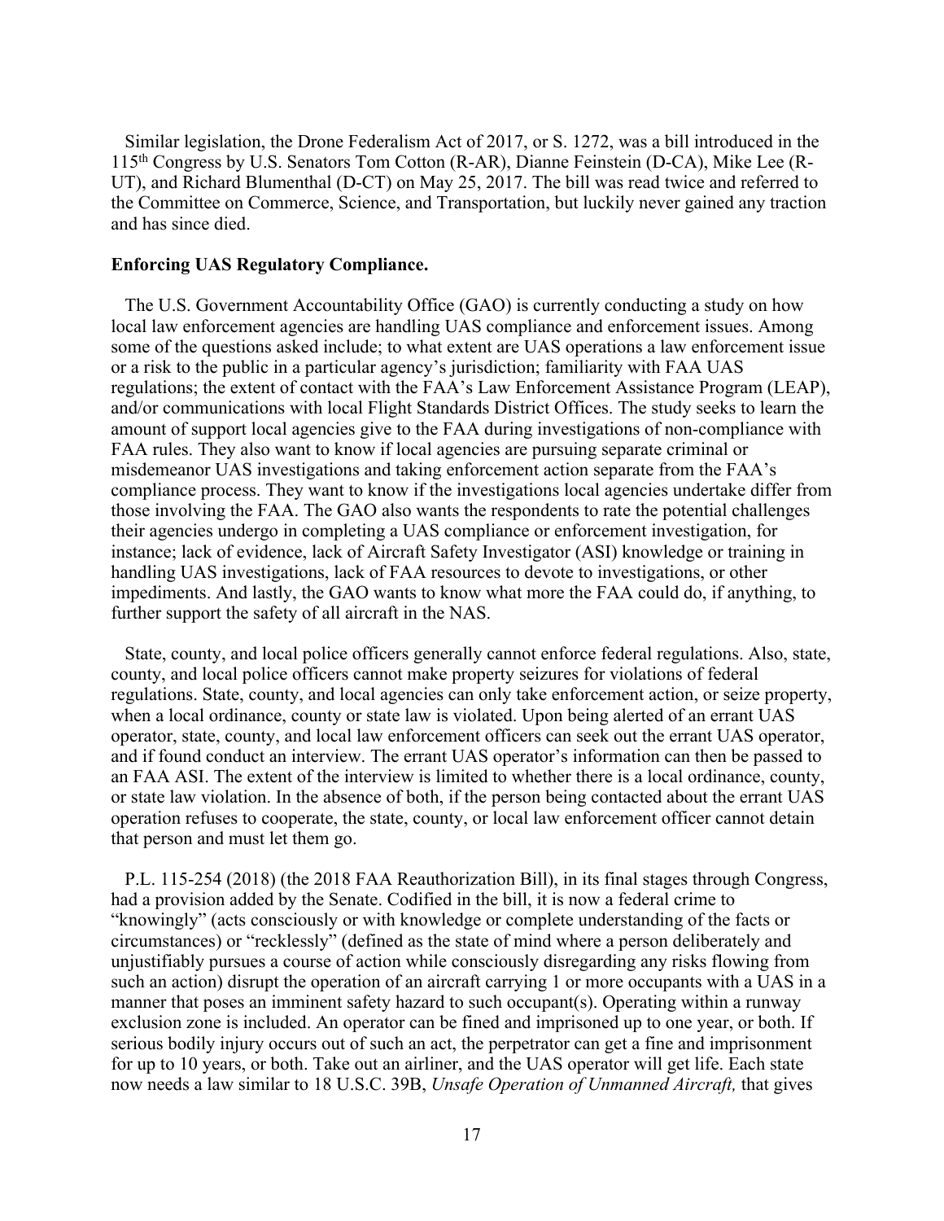Similar legislation, the Drone Federalism Act of 2017, or S. 1272, was a bill introduced in the 115th Congress by U.S. Senators Tom Cotton (R-AR), Dianne Feinstein (D-CA), Mike Lee (R-UT), and Richard Blumenthal (D-CT) on May 25, 2017. The bill was read twice and referred to the Committee on Commerce, Science, and Transportation, but luckily never gained any traction and has since died.

**Enforcing UAS Regulatory Compliance.**

The U.S. Government Accountability Office (GAO) is currently conducting a study on how local law enforcement agencies are handling UAS compliance and enforcement issues. Among some of the questions asked include; to what extent are UAS operations a law enforcement issue or a risk to the public in a particular agency's jurisdiction; familiarity with FAA UAS regulations; the extent of contact with the FAA's Law Enforcement Assistance Program (LEAP), and/or communications with local Flight Standards District Offices. The study seeks to learn the amount of support local agencies give to the FAA during investigations of non-compliance with FAA rules. They also want to know if local agencies are pursuing separate criminal or misdemeanor UAS investigations and taking enforcement action separate from the FAA's compliance process. They want to know if the investigations local agencies undertake differ from those involving the FAA. The GAO also wants the respondents to rate the potential challenges their agencies undergo in completing a UAS compliance or enforcement investigation, for instance; lack of evidence, lack of Aircraft Safety Investigator (ASI) knowledge or training in handling UAS investigations, lack of FAA resources to devote to investigations, or other impediments. And lastly, the GAO wants to know what more the FAA could do, if anything, to further support the safety of all aircraft in the NAS.

State, county, and local police officers generally cannot enforce federal regulations. Also, state, county, and local police officers cannot make property seizures for violations of federal regulations. State, county, and local agencies can only take enforcement action, or seize property, when a local ordinance, county or state law is violated. Upon being alerted of an errant UAS operator, state, county, and local law enforcement officers can seek out the errant UAS operator, and if found conduct an interview. The errant UAS operator's information can then be passed to an FAA ASI. The extent of the interview is limited to whether there is a local ordinance, county, or state law violation. In the absence of both, if the person being contacted about the errant UAS operation refuses to cooperate, the state, county, or local law enforcement officer cannot detain that person and must let them go.

P.L. 115-254 (2018) (the 2018 FAA Reauthorization Bill), in its final stages through Congress, had a provision added by the Senate. Codified in the bill, it is now a federal crime to "knowingly" (acts consciously or with knowledge or complete understanding of the facts or circumstances) or "recklessly" (defined as the state of mind where a person deliberately and unjustifiably pursues a course of action while consciously disregarding any risks flowing from such an action) disrupt the operation of an aircraft carrying 1 or more occupants with a UAS in a manner that poses an imminent safety hazard to such occupant(s). Operating within a runway exclusion zone is included. An operator can be fined and imprisoned up to one year, or both. If serious bodily injury occurs out of such an act, the perpetrator can get a fine and imprisonment for up to 10 years, or both. Take out an airliner, and the UAS operator will get life. Each state now needs a law similar to 18 U.S.C. 39B, *Unsafe Operation of Unmanned Aircraft,* that gives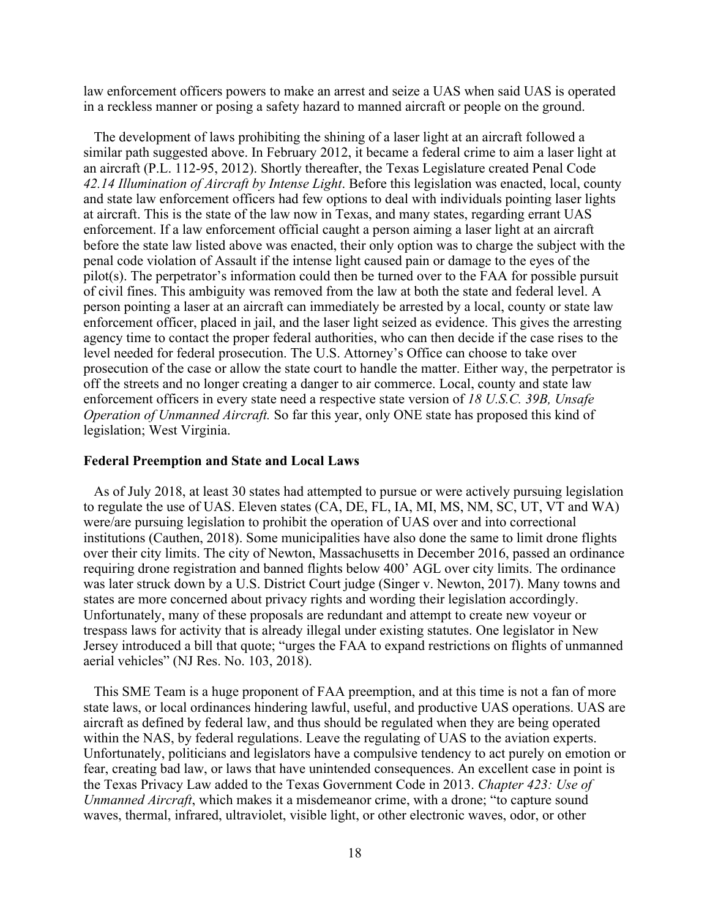law enforcement officers powers to make an arrest and seize a UAS when said UAS is operated in a reckless manner or posing a safety hazard to manned aircraft or people on the ground.

The development of laws prohibiting the shining of a laser light at an aircraft followed a similar path suggested above. In February 2012, it became a federal crime to aim a laser light at an aircraft (P.L. 112-95, 2012). Shortly thereafter, the Texas Legislature created Penal Code *42.14 Illumination of Aircraft by Intense Light*. Before this legislation was enacted, local, county and state law enforcement officers had few options to deal with individuals pointing laser lights at aircraft. This is the state of the law now in Texas, and many states, regarding errant UAS enforcement. If a law enforcement official caught a person aiming a laser light at an aircraft before the state law listed above was enacted, their only option was to charge the subject with the penal code violation of Assault if the intense light caused pain or damage to the eyes of the pilot(s). The perpetrator's information could then be turned over to the FAA for possible pursuit of civil fines. This ambiguity was removed from the law at both the state and federal level. A person pointing a laser at an aircraft can immediately be arrested by a local, county or state law enforcement officer, placed in jail, and the laser light seized as evidence. This gives the arresting agency time to contact the proper federal authorities, who can then decide if the case rises to the level needed for federal prosecution. The U.S. Attorney's Office can choose to take over prosecution of the case or allow the state court to handle the matter. Either way, the perpetrator is off the streets and no longer creating a danger to air commerce. Local, county and state law enforcement officers in every state need a respective state version of *18 U.S.C. 39B, Unsafe Operation of Unmanned Aircraft.* So far this year, only ONE state has proposed this kind of legislation; West Virginia.

**Federal Preemption and State and Local Laws**

As of July 2018, at least 30 states had attempted to pursue or were actively pursuing legislation to regulate the use of UAS. Eleven states (CA, DE, FL, IA, MI, MS, NM, SC, UT, VT and WA) were/are pursuing legislation to prohibit the operation of UAS over and into correctional institutions (Cauthen, 2018). Some municipalities have also done the same to limit drone flights over their city limits. The city of Newton, Massachusetts in December 2016, passed an ordinance requiring drone registration and banned flights below 400' AGL over city limits. The ordinance was later struck down by a U.S. District Court judge (Singer v. Newton, 2017). Many towns and states are more concerned about privacy rights and wording their legislation accordingly. Unfortunately, many of these proposals are redundant and attempt to create new voyeur or trespass laws for activity that is already illegal under existing statutes. One legislator in New Jersey introduced a bill that quote; "urges the FAA to expand restrictions on flights of unmanned aerial vehicles" (NJ Res. No. 103, 2018).

This SME Team is a huge proponent of FAA preemption, and at this time is not a fan of more state laws, or local ordinances hindering lawful, useful, and productive UAS operations. UAS are aircraft as defined by federal law, and thus should be regulated when they are being operated within the NAS, by federal regulations. Leave the regulating of UAS to the aviation experts. Unfortunately, politicians and legislators have a compulsive tendency to act purely on emotion or fear, creating bad law, or laws that have unintended consequences. An excellent case in point is the Texas Privacy Law added to the Texas Government Code in 2013. *Chapter 423: Use of Unmanned Aircraft*, which makes it a misdemeanor crime, with a drone; "to capture sound waves, thermal, infrared, ultraviolet, visible light, or other electronic waves, odor, or other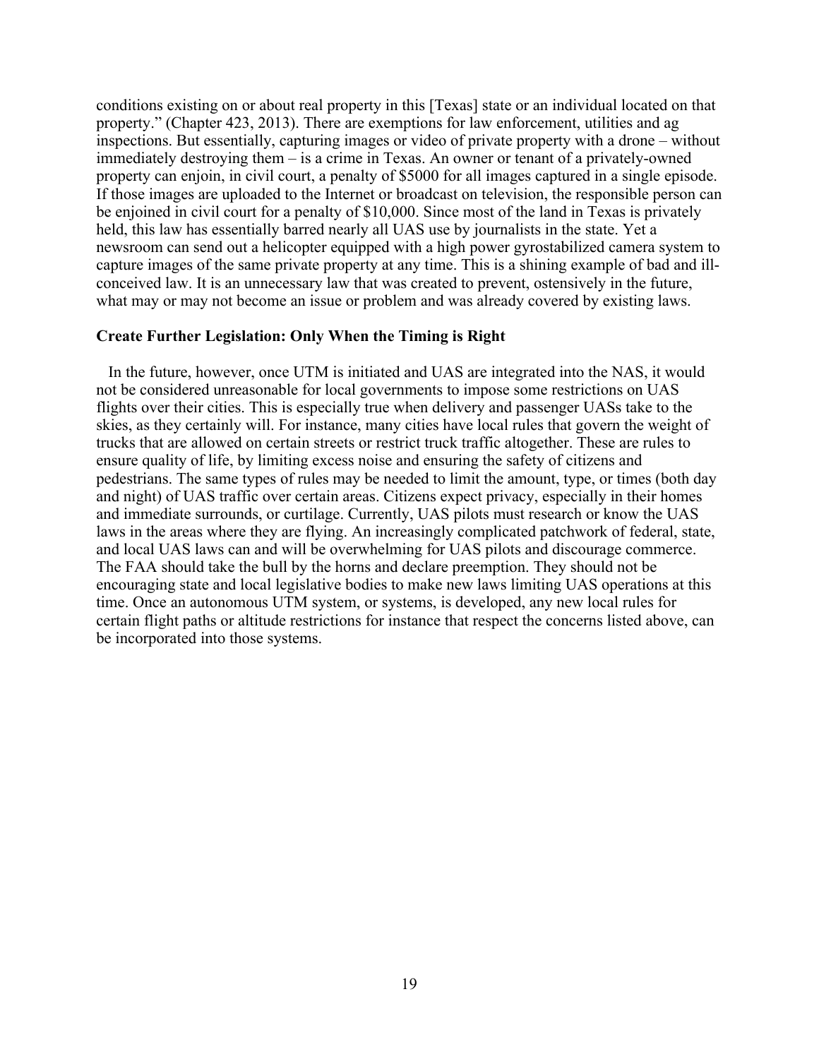conditions existing on or about real property in this [Texas] state or an individual located on that property." (Chapter 423, 2013). There are exemptions for law enforcement, utilities and ag inspections. But essentially, capturing images or video of private property with a drone – without immediately destroying them – is a crime in Texas. An owner or tenant of a privately-owned property can enjoin, in civil court, a penalty of $5000 for all images captured in a single episode. If those images are uploaded to the Internet or broadcast on television, the responsible person can be enjoined in civil court for a penalty of $10,000. Since most of the land in Texas is privately held, this law has essentially barred nearly all UAS use by journalists in the state. Yet a newsroom can send out a helicopter equipped with a high power gyrostabilized camera system to capture images of the same private property at any time. This is a shining example of bad and ill-conceived law. It is an unnecessary law that was created to prevent, ostensively in the future, what may or may not become an issue or problem and was already covered by existing laws.

**Create Further Legislation: Only When the Timing is Right**

In the future, however, once UTM is initiated and UAS are integrated into the NAS, it would not be considered unreasonable for local governments to impose some restrictions on UAS flights over their cities. This is especially true when delivery and passenger UASs take to the skies, as they certainly will. For instance, many cities have local rules that govern the weight of trucks that are allowed on certain streets or restrict truck traffic altogether. These are rules to ensure quality of life, by limiting excess noise and ensuring the safety of citizens and pedestrians. The same types of rules may be needed to limit the amount, type, or times (both day and night) of UAS traffic over certain areas. Citizens expect privacy, especially in their homes and immediate surrounds, or curtilage. Currently, UAS pilots must research or know the UAS laws in the areas where they are flying. An increasingly complicated patchwork of federal, state, and local UAS laws can and will be overwhelming for UAS pilots and discourage commerce. The FAA should take the bull by the horns and declare preemption. They should not be encouraging state and local legislative bodies to make new laws limiting UAS operations at this time. Once an autonomous UTM system, or systems, is developed, any new local rules for certain flight paths or altitude restrictions for instance that respect the concerns listed above, can be incorporated into those systems.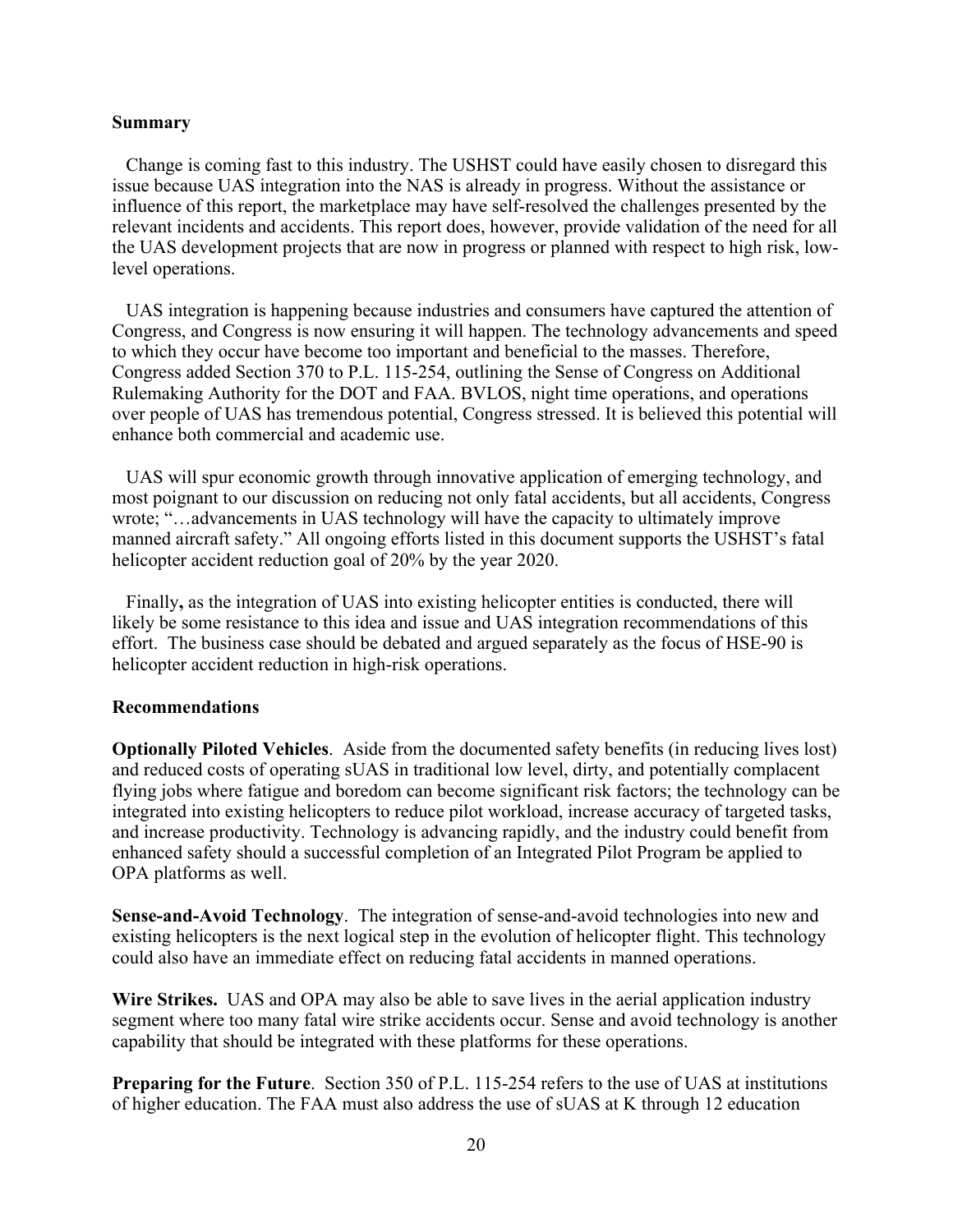### Summary

Change is coming fast to this industry. The USHST could have easily chosen to disregard this issue because UAS integration into the NAS is already in progress. Without the assistance or influence of this report, the marketplace may have self-resolved the challenges presented by the relevant incidents and accidents. This report does, however, provide validation of the need for all the UAS development projects that are now in progress or planned with respect to high risk, low-level operations.

UAS integration is happening because industries and consumers have captured the attention of Congress, and Congress is now ensuring it will happen. The technology advancements and speed to which they occur have become too important and beneficial to the masses. Therefore, Congress added Section 370 to P.L. 115-254, outlining the Sense of Congress on Additional Rulemaking Authority for the DOT and FAA. BVLOS, night time operations, and operations over people of UAS has tremendous potential, Congress stressed. It is believed this potential will enhance both commercial and academic use.

UAS will spur economic growth through innovative application of emerging technology, and most poignant to our discussion on reducing not only fatal accidents, but all accidents, Congress wrote; "…advancements in UAS technology will have the capacity to ultimately improve manned aircraft safety." All ongoing efforts listed in this document supports the USHST's fatal helicopter accident reduction goal of 20% by the year 2020.

Finally**,** as the integration of UAS into existing helicopter entities is conducted, there will likely be some resistance to this idea and issue and UAS integration recommendations of this effort. The business case should be debated and argued separately as the focus of HSE-90 is helicopter accident reduction in high-risk operations.

### Recommendations

**Optionally Piloted Vehicles**. Aside from the documented safety benefits (in reducing lives lost) and reduced costs of operating sUAS in traditional low level, dirty, and potentially complacent flying jobs where fatigue and boredom can become significant risk factors; the technology can be integrated into existing helicopters to reduce pilot workload, increase accuracy of targeted tasks, and increase productivity. Technology is advancing rapidly, and the industry could benefit from enhanced safety should a successful completion of an Integrated Pilot Program be applied to OPA platforms as well.

**Sense-and-Avoid Technology**. The integration of sense-and-avoid technologies into new and existing helicopters is the next logical step in the evolution of helicopter flight. This technology could also have an immediate effect on reducing fatal accidents in manned operations.

**Wire Strikes.** UAS and OPA may also be able to save lives in the aerial application industry segment where too many fatal wire strike accidents occur. Sense and avoid technology is another capability that should be integrated with these platforms for these operations.

**Preparing for the Future**. Section 350 of P.L. 115-254 refers to the use of UAS at institutions of higher education. The FAA must also address the use of sUAS at K through 12 education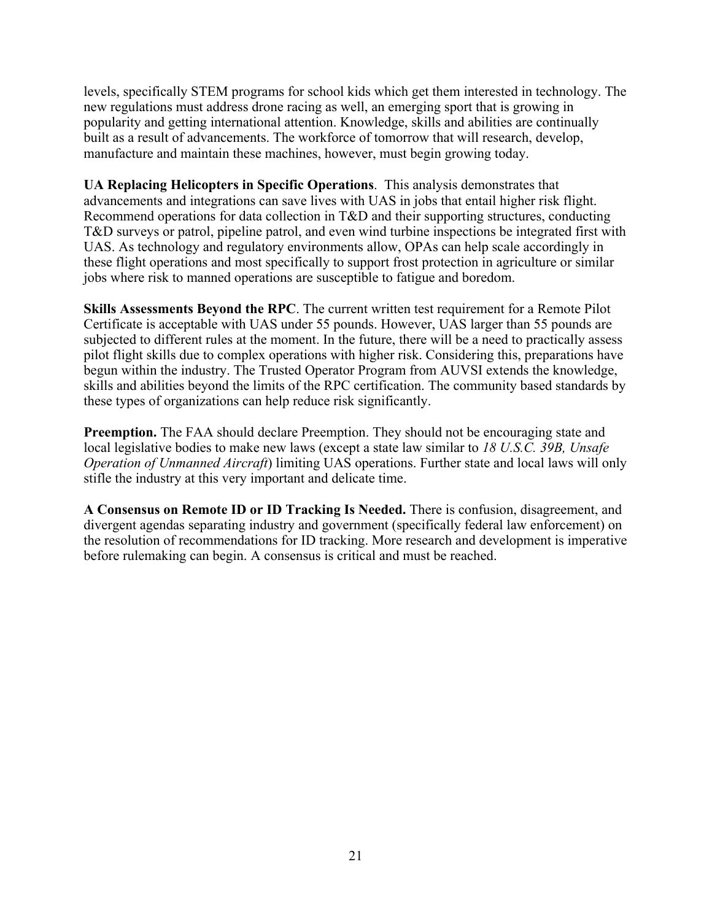levels, specifically STEM programs for school kids which get them interested in technology. The new regulations must address drone racing as well, an emerging sport that is growing in popularity and getting international attention. Knowledge, skills and abilities are continually built as a result of advancements. The workforce of tomorrow that will research, develop, manufacture and maintain these machines, however, must begin growing today.

**UA Replacing Helicopters in Specific Operations**. This analysis demonstrates that advancements and integrations can save lives with UAS in jobs that entail higher risk flight. Recommend operations for data collection in T&D and their supporting structures, conducting T&D surveys or patrol, pipeline patrol, and even wind turbine inspections be integrated first with UAS. As technology and regulatory environments allow, OPAs can help scale accordingly in these flight operations and most specifically to support frost protection in agriculture or similar jobs where risk to manned operations are susceptible to fatigue and boredom.

**Skills Assessments Beyond the RPC**. The current written test requirement for a Remote Pilot Certificate is acceptable with UAS under 55 pounds. However, UAS larger than 55 pounds are subjected to different rules at the moment. In the future, there will be a need to practically assess pilot flight skills due to complex operations with higher risk. Considering this, preparations have begun within the industry. The Trusted Operator Program from AUVSI extends the knowledge, skills and abilities beyond the limits of the RPC certification. The community based standards by these types of organizations can help reduce risk significantly.

**Preemption.** The FAA should declare Preemption. They should not be encouraging state and local legislative bodies to make new laws (except a state law similar to *18 U.S.C. 39B, Unsafe Operation of Unmanned Aircraft*) limiting UAS operations. Further state and local laws will only stifle the industry at this very important and delicate time.

**A Consensus on Remote ID or ID Tracking Is Needed.** There is confusion, disagreement, and divergent agendas separating industry and government (specifically federal law enforcement) on the resolution of recommendations for ID tracking. More research and development is imperative before rulemaking can begin. A consensus is critical and must be reached.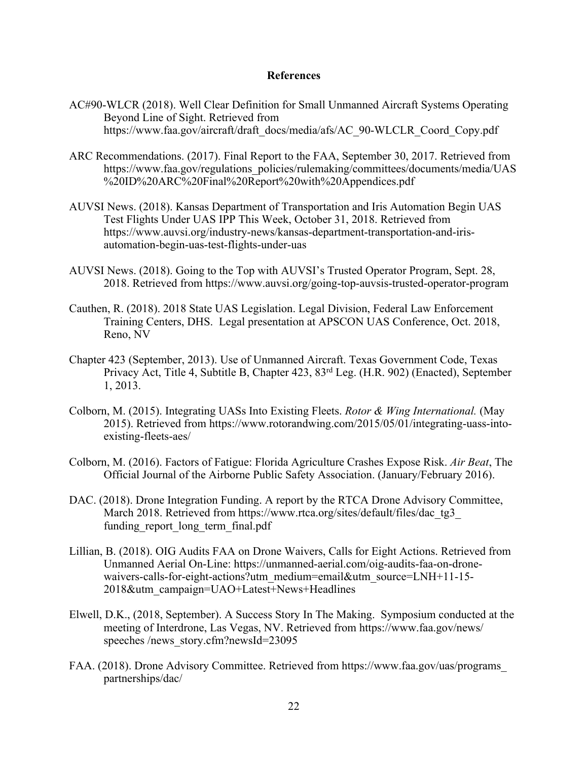## References

AC#90-WLCR (2018). Well Clear Definition for Small Unmanned Aircraft Systems Operating Beyond Line of Sight. Retrieved from https://www.faa.gov/aircraft/draft_docs/media/afs/AC_90-WLCLR_Coord_Copy.pdf

ARC Recommendations. (2017). Final Report to the FAA, September 30, 2017. Retrieved from https://www.faa.gov/regulations_policies/rulemaking/committees/documents/media/UAS%20ID%20ARC%20Final%20Report%20with%20Appendices.pdf

AUVSI News. (2018). Kansas Department of Transportation and Iris Automation Begin UAS Test Flights Under UAS IPP This Week, October 31, 2018. Retrieved from https://www.auvsi.org/industry-news/kansas-department-transportation-and-iris-automation-begin-uas-test-flights-under-uas

AUVSI News. (2018). Going to the Top with AUVSI's Trusted Operator Program, Sept. 28, 2018. Retrieved from https://www.auvsi.org/going-top-auvsis-trusted-operator-program

Cauthen, R. (2018). 2018 State UAS Legislation. Legal Division, Federal Law Enforcement Training Centers, DHS. Legal presentation at APSCON UAS Conference, Oct. 2018, Reno, NV

Chapter 423 (September, 2013). Use of Unmanned Aircraft. Texas Government Code, Texas Privacy Act, Title 4, Subtitle B, Chapter 423, 83rd Leg. (H.R. 902) (Enacted), September 1, 2013.

Colborn, M. (2015). Integrating UASs Into Existing Fleets. *Rotor & Wing International.* (May 2015). Retrieved from https://www.rotorandwing.com/2015/05/01/integrating-uass-into-existing-fleets-aes/

Colborn, M. (2016). Factors of Fatigue: Florida Agriculture Crashes Expose Risk. *Air Beat*, The Official Journal of the Airborne Public Safety Association. (January/February 2016).

DAC. (2018). Drone Integration Funding. A report by the RTCA Drone Advisory Committee, March 2018. Retrieved from https://www.rtca.org/sites/default/files/dac_tg3_funding_report_long_term_final.pdf

Lillian, B. (2018). OIG Audits FAA on Drone Waivers, Calls for Eight Actions. Retrieved from Unmanned Aerial On-Line: https://unmanned-aerial.com/oig-audits-faa-on-drone-waivers-calls-for-eight-actions?utm_medium=email&utm_source=LNH+11-15-2018&utm_campaign=UAO+Latest+News+Headlines

Elwell, D.K., (2018, September). A Success Story In The Making. Symposium conducted at the meeting of Interdrone, Las Vegas, NV. Retrieved from https://www.faa.gov/news/speeches /news_story.cfm?newsId=23095

FAA. (2018). Drone Advisory Committee. Retrieved from https://www.faa.gov/uas/programs_partnerships/dac/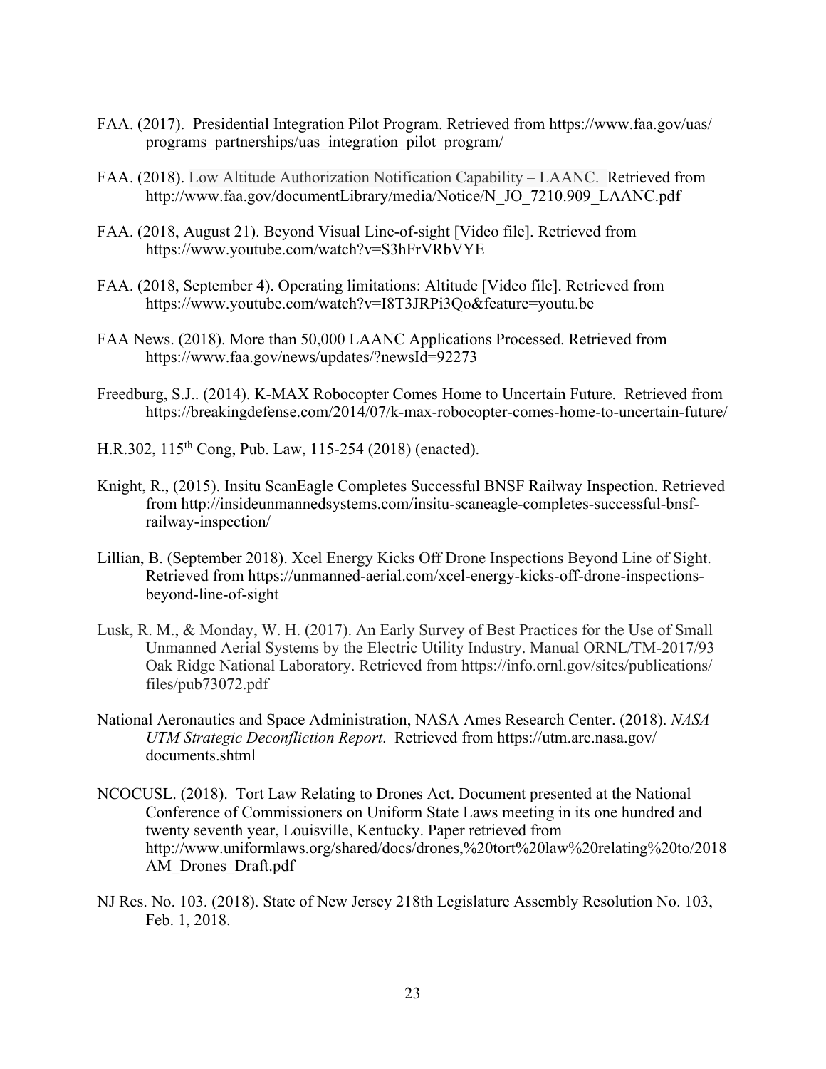FAA. (2017). Presidential Integration Pilot Program. Retrieved from https://www.faa.gov/uas/programs_partnerships/uas_integration_pilot_program/

FAA. (2018). Low Altitude Authorization Notification Capability – LAANC. Retrieved from http://www.faa.gov/documentLibrary/media/Notice/N_JO_7210.909_LAANC.pdf

FAA. (2018, August 21). Beyond Visual Line-of-sight [Video file]. Retrieved from https://www.youtube.com/watch?v=S3hFrVRbVYE

FAA. (2018, September 4). Operating limitations: Altitude [Video file]. Retrieved from https://www.youtube.com/watch?v=I8T3JRPi3Qo&feature=youtu.be

FAA News. (2018). More than 50,000 LAANC Applications Processed. Retrieved from https://www.faa.gov/news/updates/?newsId=92273

Freedburg, S.J.. (2014). K-MAX Robocopter Comes Home to Uncertain Future. Retrieved from https://breakingdefense.com/2014/07/k-max-robocopter-comes-home-to-uncertain-future/

H.R.302, 115th Cong, Pub. Law, 115-254 (2018) (enacted).

Knight, R., (2015). Insitu ScanEagle Completes Successful BNSF Railway Inspection. Retrieved from http://insideunmannedsystems.com/insitu-scaneagle-completes-successful-bnsf-railway-inspection/

Lillian, B. (September 2018). Xcel Energy Kicks Off Drone Inspections Beyond Line of Sight. Retrieved from https://unmanned-aerial.com/xcel-energy-kicks-off-drone-inspections-beyond-line-of-sight

Lusk, R. M., & Monday, W. H. (2017). An Early Survey of Best Practices for the Use of Small Unmanned Aerial Systems by the Electric Utility Industry. Manual ORNL/TM-2017/93 Oak Ridge National Laboratory. Retrieved from https://info.ornl.gov/sites/publications/files/pub73072.pdf

National Aeronautics and Space Administration, NASA Ames Research Center. (2018). *NASA UTM Strategic Deconfliction Report*. Retrieved from https://utm.arc.nasa.gov/documents.shtml

NCOCUSL. (2018). Tort Law Relating to Drones Act. Document presented at the National Conference of Commissioners on Uniform State Laws meeting in its one hundred and twenty seventh year, Louisville, Kentucky. Paper retrieved from http://www.uniformlaws.org/shared/docs/drones,%20tort%20law%20relating%20to/2018AM_Drones_Draft.pdf

NJ Res. No. 103. (2018). State of New Jersey 218th Legislature Assembly Resolution No. 103, Feb. 1, 2018.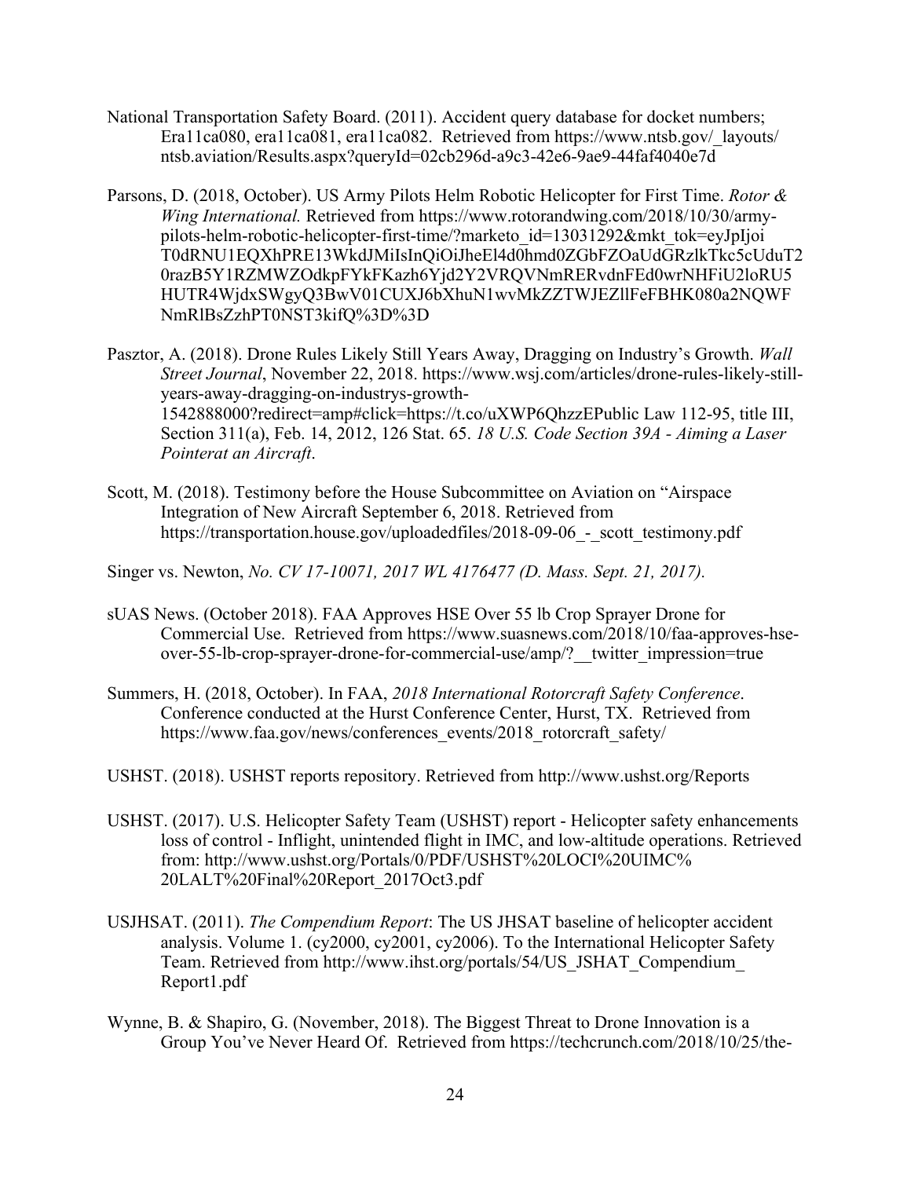National Transportation Safety Board. (2011). Accident query database for docket numbers; Era11ca080, era11ca081, era11ca082. Retrieved from https://www.ntsb.gov/_layouts/ntsb.aviation/Results.aspx?queryId=02cb296d-a9c3-42e6-9ae9-44faf4040e7d

Parsons, D. (2018, October). US Army Pilots Helm Robotic Helicopter for First Time. *Rotor & Wing International.* Retrieved from https://www.rotorandwing.com/2018/10/30/army-pilots-helm-robotic-helicopter-first-time/?marketo_id=13031292&mkt_tok=eyJpIjoiT0dRNU1EQXhPRE13WkdJMiIsInQiOiJheEl4d0hmd0ZGbFZOaUdGRzlkTkc5cUduT20razB5Y1RZMWZOdkpFYkFKazh6Yjd2Y2VRQVNmRERvdnFEd0wrNHFiU2loRU5HUTR4WjdxSWgyQ3BwV01CUXJ6bXhuN1wvMkZZTWJEZllFeFBHK080a2NQWFNmRlBsZzhPT0NST3kifQ%3D%3D

Pasztor, A. (2018). Drone Rules Likely Still Years Away, Dragging on Industry's Growth. *Wall Street Journal*, November 22, 2018. https://www.wsj.com/articles/drone-rules-likely-still-years-away-dragging-on-industrys-growth-1542888000?redirect=amp#click=https://t.co/uXWP6QhzzEPublic Law 112-95, title III, Section 311(a), Feb. 14, 2012, 126 Stat. 65. *18 U.S. Code Section 39A - Aiming a Laser Pointerat an Aircraft*.

Scott, M. (2018). Testimony before the House Subcommittee on Aviation on "Airspace Integration of New Aircraft September 6, 2018. Retrieved from https://transportation.house.gov/uploadedfiles/2018-09-06_-_scott_testimony.pdf

Singer vs. Newton, *No. CV 17-10071, 2017 WL 4176477 (D. Mass. Sept. 21, 2017).*

sUAS News. (October 2018). FAA Approves HSE Over 55 lb Crop Sprayer Drone for Commercial Use. Retrieved from https://www.suasnews.com/2018/10/faa-approves-hse-over-55-lb-crop-sprayer-drone-for-commercial-use/amp/?__twitter_impression=true

Summers, H. (2018, October). In FAA, *2018 International Rotorcraft Safety Conference*. Conference conducted at the Hurst Conference Center, Hurst, TX. Retrieved from https://www.faa.gov/news/conferences_events/2018_rotorcraft_safety/

USHST. (2018). USHST reports repository. Retrieved from http://www.ushst.org/Reports

USHST. (2017). U.S. Helicopter Safety Team (USHST) report - Helicopter safety enhancements loss of control - Inflight, unintended flight in IMC, and low-altitude operations. Retrieved from: http://www.ushst.org/Portals/0/PDF/USHST%20LOCI%20UIMC%20LALT%20Final%20Report_2017Oct3.pdf

USJHSAT. (2011). *The Compendium Report*: The US JHSAT baseline of helicopter accident analysis. Volume 1. (cy2000, cy2001, cy2006). To the International Helicopter Safety Team. Retrieved from http://www.ihst.org/portals/54/US_JSHAT_Compendium_Report1.pdf

Wynne, B. & Shapiro, G. (November, 2018). The Biggest Threat to Drone Innovation is a Group You've Never Heard Of. Retrieved from https://techcrunch.com/2018/10/25/the-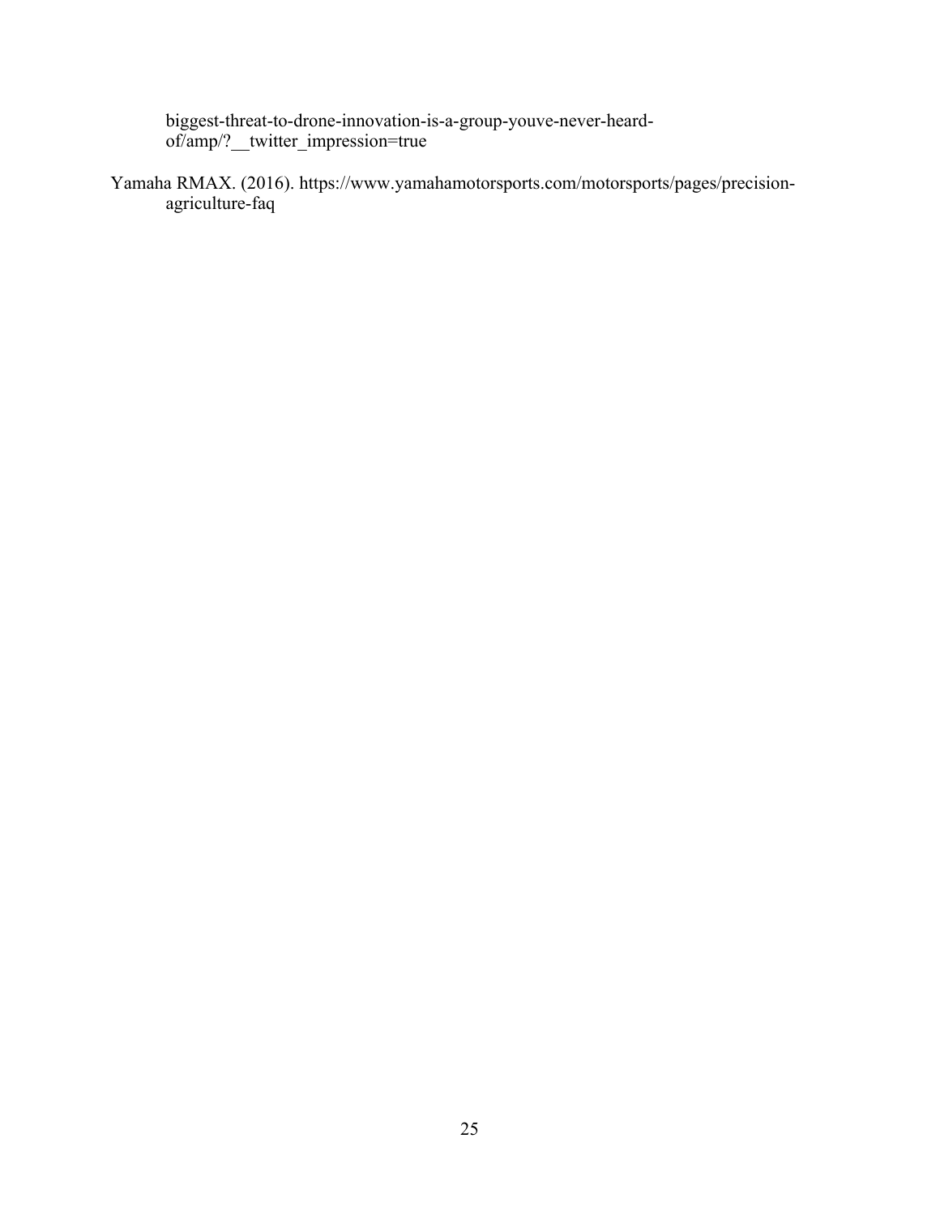biggest-threat-to-drone-innovation-is-a-group-youve-never-heard-of/amp/?__twitter_impression=true

Yamaha RMAX. (2016). https://www.yamahamotorsports.com/motorsports/pages/precision-agriculture-faq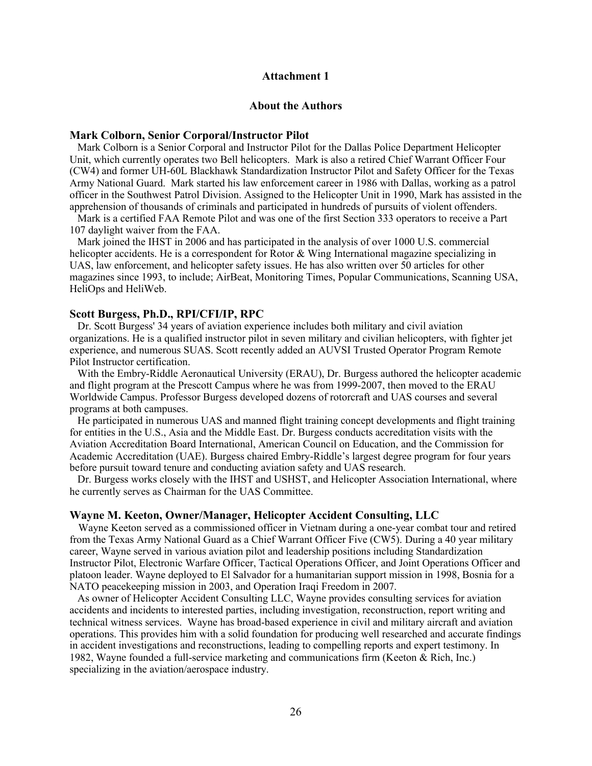# Attachment 1

## About the Authors

### Mark Colborn, Senior Corporal/Instructor Pilot

Mark Colborn is a Senior Corporal and Instructor Pilot for the Dallas Police Department Helicopter Unit, which currently operates two Bell helicopters. Mark is also a retired Chief Warrant Officer Four (CW4) and former UH-60L Blackhawk Standardization Instructor Pilot and Safety Officer for the Texas Army National Guard. Mark started his law enforcement career in 1986 with Dallas, working as a patrol officer in the Southwest Patrol Division. Assigned to the Helicopter Unit in 1990, Mark has assisted in the apprehension of thousands of criminals and participated in hundreds of pursuits of violent offenders.

Mark is a certified FAA Remote Pilot and was one of the first Section 333 operators to receive a Part 107 daylight waiver from the FAA.

Mark joined the IHST in 2006 and has participated in the analysis of over 1000 U.S. commercial helicopter accidents. He is a correspondent for Rotor & Wing International magazine specializing in UAS, law enforcement, and helicopter safety issues. He has also written over 50 articles for other magazines since 1993, to include; AirBeat, Monitoring Times, Popular Communications, Scanning USA, HeliOps and HeliWeb.

### Scott Burgess, Ph.D., RPI/CFI/IP, RPC

Dr. Scott Burgess' 34 years of aviation experience includes both military and civil aviation organizations. He is a qualified instructor pilot in seven military and civilian helicopters, with fighter jet experience, and numerous SUAS. Scott recently added an AUVSI Trusted Operator Program Remote Pilot Instructor certification.

With the Embry-Riddle Aeronautical University (ERAU), Dr. Burgess authored the helicopter academic and flight program at the Prescott Campus where he was from 1999-2007, then moved to the ERAU Worldwide Campus. Professor Burgess developed dozens of rotorcraft and UAS courses and several programs at both campuses.

He participated in numerous UAS and manned flight training concept developments and flight training for entities in the U.S., Asia and the Middle East. Dr. Burgess conducts accreditation visits with the Aviation Accreditation Board International, American Council on Education, and the Commission for Academic Accreditation (UAE). Burgess chaired Embry-Riddle's largest degree program for four years before pursuit toward tenure and conducting aviation safety and UAS research.

Dr. Burgess works closely with the IHST and USHST, and Helicopter Association International, where he currently serves as Chairman for the UAS Committee.

### Wayne M. Keeton, Owner/Manager, Helicopter Accident Consulting, LLC

Wayne Keeton served as a commissioned officer in Vietnam during a one-year combat tour and retired from the Texas Army National Guard as a Chief Warrant Officer Five (CW5). During a 40 year military career, Wayne served in various aviation pilot and leadership positions including Standardization Instructor Pilot, Electronic Warfare Officer, Tactical Operations Officer, and Joint Operations Officer and platoon leader. Wayne deployed to El Salvador for a humanitarian support mission in 1998, Bosnia for a NATO peacekeeping mission in 2003, and Operation Iraqi Freedom in 2007.

As owner of Helicopter Accident Consulting LLC, Wayne provides consulting services for aviation accidents and incidents to interested parties, including investigation, reconstruction, report writing and technical witness services. Wayne has broad-based experience in civil and military aircraft and aviation operations. This provides him with a solid foundation for producing well researched and accurate findings in accident investigations and reconstructions, leading to compelling reports and expert testimony. In 1982, Wayne founded a full-service marketing and communications firm (Keeton & Rich, Inc.) specializing in the aviation/aerospace industry.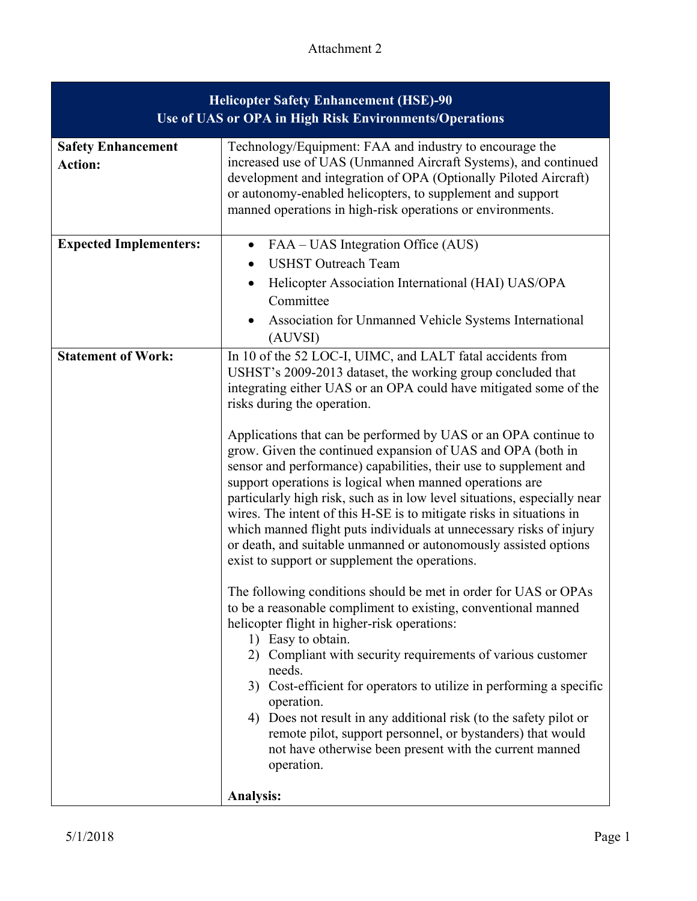Attachment 2

| Helicopter Safety Enhancement (HSE)-90<br>Use of UAS or OPA in High Risk Environments/Operations | |
|---|---|
| **Safety Enhancement Action:** | Technology/Equipment: FAA and industry to encourage the increased use of UAS (Unmanned Aircraft Systems), and continued development and integration of OPA (Optionally Piloted Aircraft) or autonomy-enabled helicopters, to supplement and support manned operations in high-risk operations or environments. |
| **Expected Implementers:** | • FAA – UAS Integration Office (AUS)<br>• USHST Outreach Team<br>• Helicopter Association International (HAI) UAS/OPA Committee<br>• Association for Unmanned Vehicle Systems International (AUVSI) |
| **Statement of Work:** | In 10 of the 52 LOC-I, UIMC, and LALT fatal accidents from USHST's 2009-2013 dataset, the working group concluded that integrating either UAS or an OPA could have mitigated some of the risks during the operation.<br><br>Applications that can be performed by UAS or an OPA continue to grow. Given the continued expansion of UAS and OPA (both in sensor and performance) capabilities, their use to supplement and support operations is logical when manned operations are particularly high risk, such as in low level situations, especially near wires. The intent of this H-SE is to mitigate risks in situations in which manned flight puts individuals at unnecessary risks of injury or death, and suitable unmanned or autonomously assisted options exist to support or supplement the operations.<br><br>The following conditions should be met in order for UAS or OPAs to be a reasonable compliment to existing, conventional manned helicopter flight in higher-risk operations:<br>1) Easy to obtain.<br>2) Compliant with security requirements of various customer needs.<br>3) Cost-efficient for operators to utilize in performing a specific operation.<br>4) Does not result in any additional risk (to the safety pilot or remote pilot, support personnel, or bystanders) that would not have otherwise been present with the current manned operation.<br><br>**Analysis:** |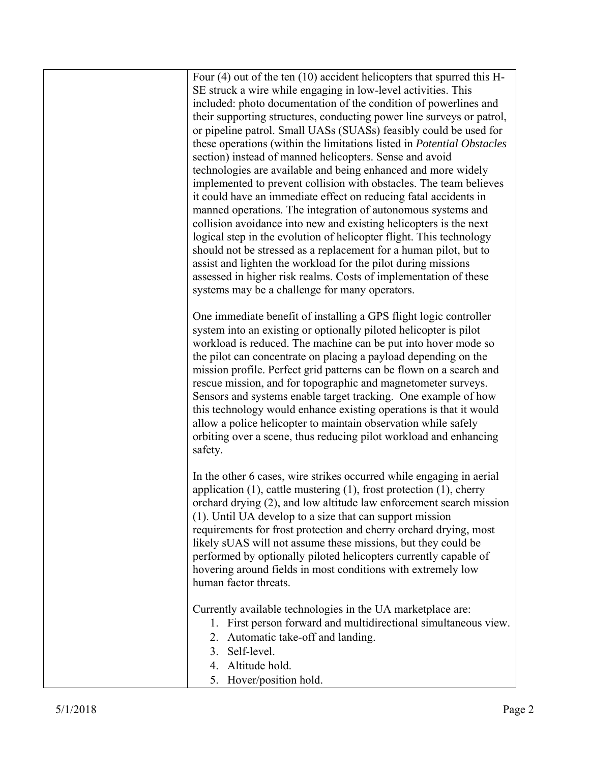|  | Four (4) out of the ten (10) accident helicopters that spurred this H-SE struck a wire while engaging in low-level activities. This included: photo documentation of the condition of powerlines and their supporting structures, conducting power line surveys or patrol, or pipeline patrol. Small UASs (SUASs) feasibly could be used for these operations (within the limitations listed in *Potential Obstacles* section) instead of manned helicopters. Sense and avoid technologies are available and being enhanced and more widely implemented to prevent collision with obstacles. The team believes it could have an immediate effect on reducing fatal accidents in manned operations. The integration of autonomous systems and collision avoidance into new and existing helicopters is the next logical step in the evolution of helicopter flight. This technology should not be stressed as a replacement for a human pilot, but to assist and lighten the workload for the pilot during missions assessed in higher risk realms. Costs of implementation of these systems may be a challenge for many operators.<br><br>One immediate benefit of installing a GPS flight logic controller system into an existing or optionally piloted helicopter is pilot workload is reduced. The machine can be put into hover mode so the pilot can concentrate on placing a payload depending on the mission profile. Perfect grid patterns can be flown on a search and rescue mission, and for topographic and magnetometer surveys. Sensors and systems enable target tracking. One example of how this technology would enhance existing operations is that it would allow a police helicopter to maintain observation while safely orbiting over a scene, thus reducing pilot workload and enhancing safety.<br><br>In the other 6 cases, wire strikes occurred while engaging in aerial application (1), cattle mustering (1), frost protection (1), cherry orchard drying (2), and low altitude law enforcement search mission (1). Until UA develop to a size that can support mission requirements for frost protection and cherry orchard drying, most likely sUAS will not assume these missions, but they could be performed by optionally piloted helicopters currently capable of hovering around fields in most conditions with extremely low human factor threats.<br><br>Currently available technologies in the UA marketplace are:<br>1. First person forward and multidirectional simultaneous view.<br>2. Automatic take-off and landing.<br>3. Self-level.<br>4. Altitude hold.<br>5. Hover/position hold. |
| --- | --- |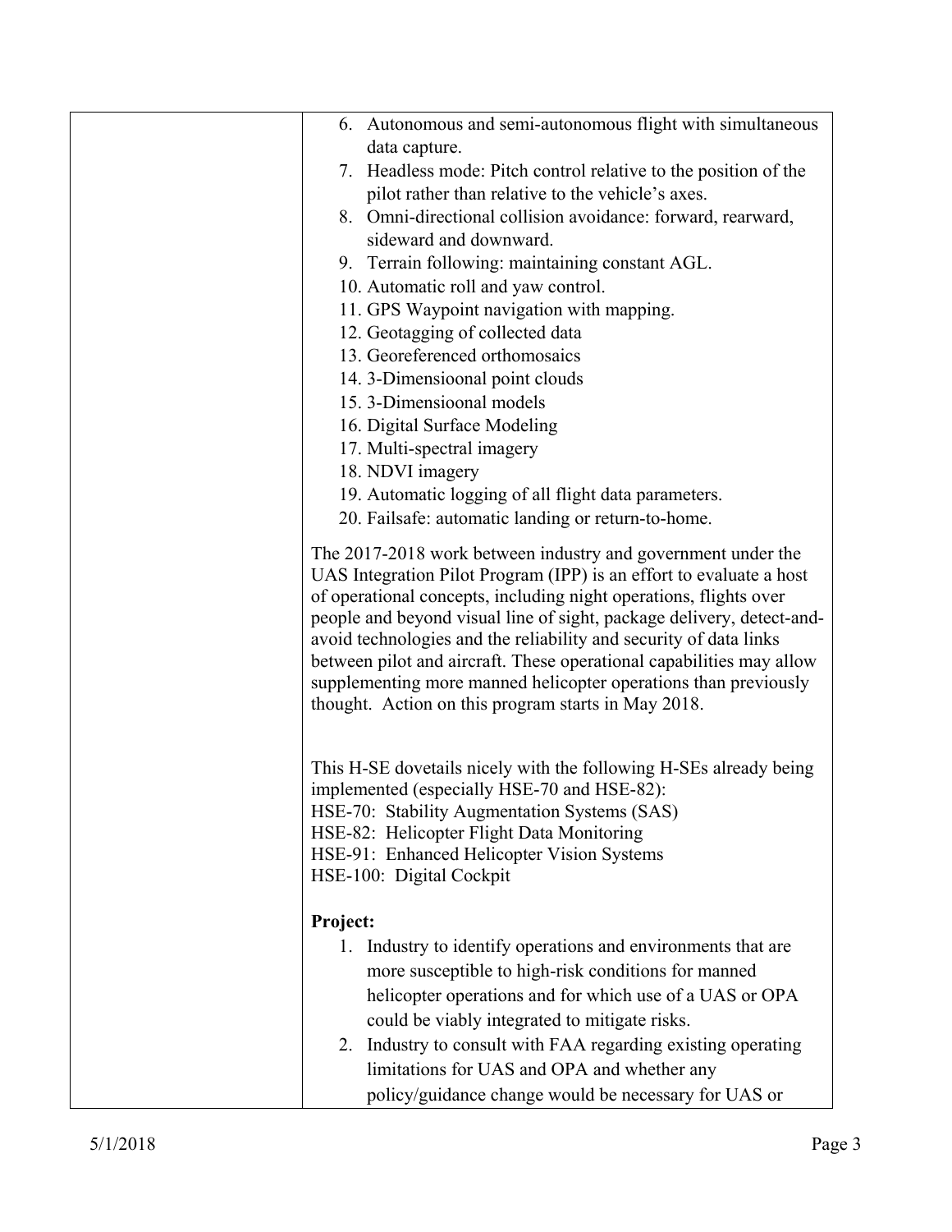|  |  |
|---|---|
|  | 6. Autonomous and semi-autonomous flight with simultaneous data capture.<br>7. Headless mode: Pitch control relative to the position of the pilot rather than relative to the vehicle's axes.<br>8. Omni-directional collision avoidance: forward, rearward, sideward and downward.<br>9. Terrain following: maintaining constant AGL.<br>10. Automatic roll and yaw control.<br>11. GPS Waypoint navigation with mapping.<br>12. Geotagging of collected data<br>13. Georeferenced orthomosaics<br>14. 3-Dimensioonal point clouds<br>15. 3-Dimensioonal models<br>16. Digital Surface Modeling<br>17. Multi-spectral imagery<br>18. NDVI imagery<br>19. Automatic logging of all flight data parameters.<br>20. Failsafe: automatic landing or return-to-home.<br><br>The 2017-2018 work between industry and government under the UAS Integration Pilot Program (IPP) is an effort to evaluate a host of operational concepts, including night operations, flights over people and beyond visual line of sight, package delivery, detect-and-avoid technologies and the reliability and security of data links between pilot and aircraft. These operational capabilities may allow supplementing more manned helicopter operations than previously thought. Action on this program starts in May 2018.<br><br>This H-SE dovetails nicely with the following H-SEs already being implemented (especially HSE-70 and HSE-82):<br>HSE-70: Stability Augmentation Systems (SAS)<br>HSE-82: Helicopter Flight Data Monitoring<br>HSE-91: Enhanced Helicopter Vision Systems<br>HSE-100: Digital Cockpit<br><br>**Project:**<br>1. Industry to identify operations and environments that are more susceptible to high-risk conditions for manned helicopter operations and for which use of a UAS or OPA could be viably integrated to mitigate risks.<br>2. Industry to consult with FAA regarding existing operating limitations for UAS and OPA and whether any policy/guidance change would be necessary for UAS or |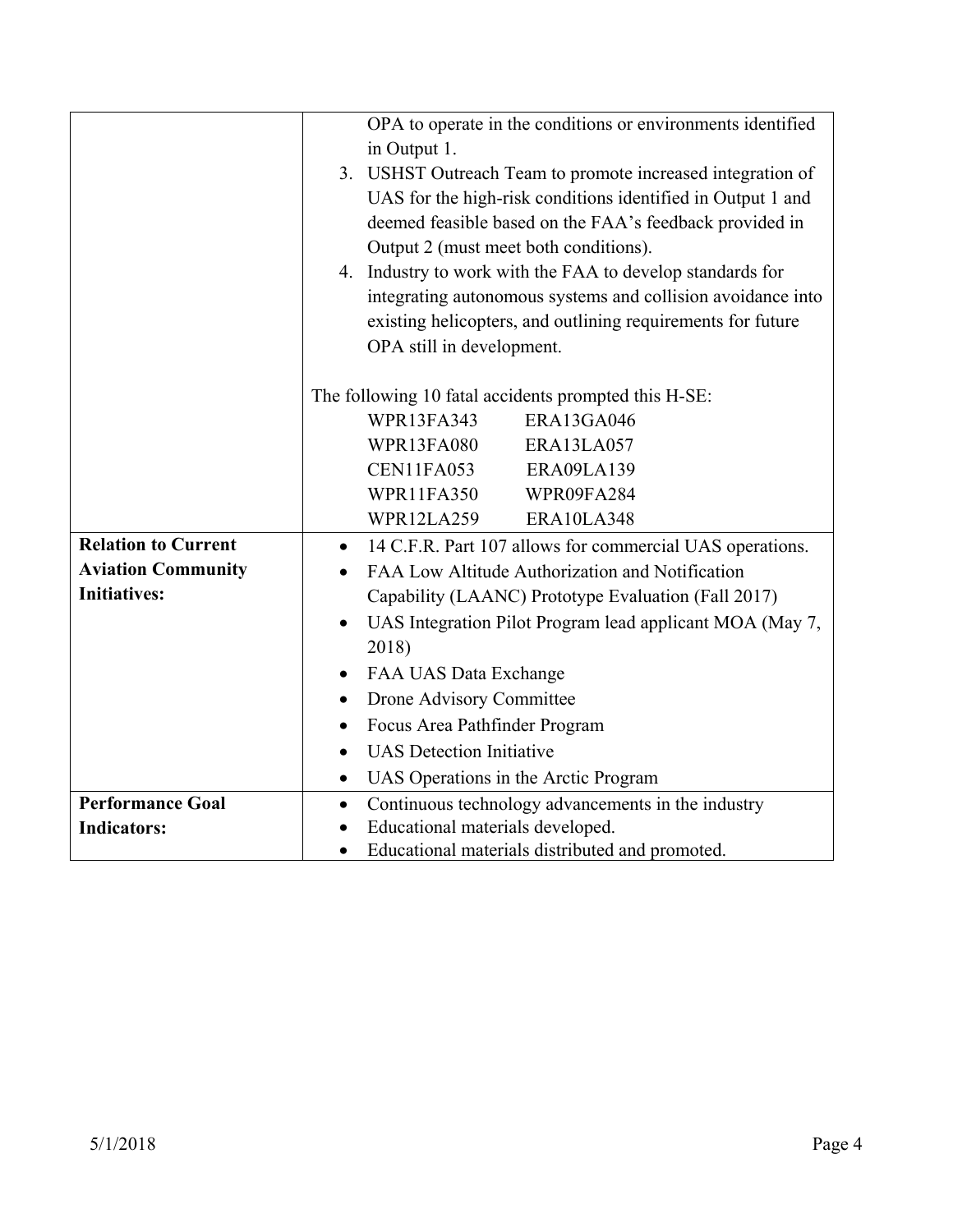| | |
|---|---|
| | OPA to operate in the conditions or environments identified in Output 1.<br>3. USHST Outreach Team to promote increased integration of UAS for the high-risk conditions identified in Output 1 and deemed feasible based on the FAA's feedback provided in Output 2 (must meet both conditions).<br>4. Industry to work with the FAA to develop standards for integrating autonomous systems and collision avoidance into existing helicopters, and outlining requirements for future OPA still in development.<br><br>The following 10 fatal accidents prompted this H-SE:<br>WPR13FA343 ERA13GA046<br>WPR13FA080 ERA13LA057<br>CEN11FA053 ERA09LA139<br>WPR11FA350 WPR09FA284<br>WPR12LA259 ERA10LA348 |
| **Relation to Current Aviation Community Initiatives:** | • 14 C.F.R. Part 107 allows for commercial UAS operations.<br>• FAA Low Altitude Authorization and Notification Capability (LAANC) Prototype Evaluation (Fall 2017)<br>• UAS Integration Pilot Program lead applicant MOA (May 7, 2018)<br>• FAA UAS Data Exchange<br>• Drone Advisory Committee<br>• Focus Area Pathfinder Program<br>• UAS Detection Initiative<br>• UAS Operations in the Arctic Program |
| **Performance Goal Indicators:** | • Continuous technology advancements in the industry<br>• Educational materials developed.<br>• Educational materials distributed and promoted. |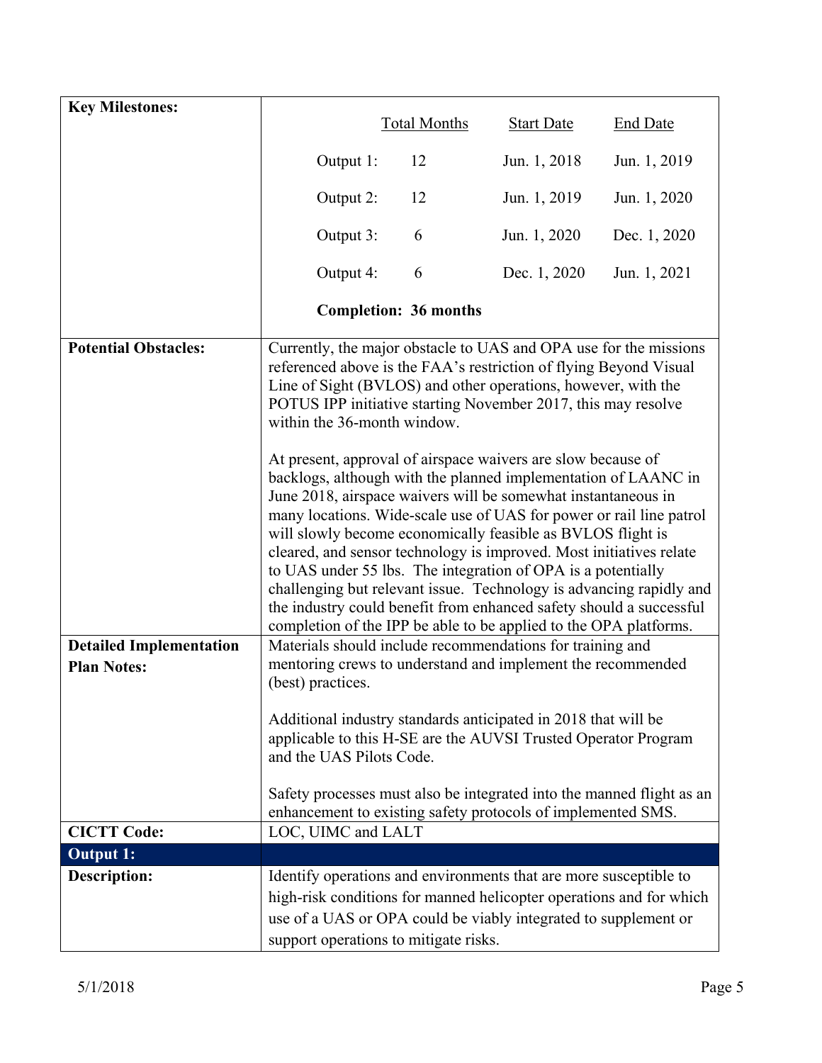| **Key Milestones:** | | Total Months | Start Date | End Date |
|---|---|---|---|---|
| | Output 1: | 12 | Jun. 1, 2018 | Jun. 1, 2019 |
| | Output 2: | 12 | Jun. 1, 2019 | Jun. 1, 2020 |
| | Output 3: | 6 | Jun. 1, 2020 | Dec. 1, 2020 |
| | Output 4: | 6 | Dec. 1, 2020 | Jun. 1, 2021 |
| | **Completion: 36 months** | | | |

| | |
|---|---|
| **Potential Obstacles:** | Currently, the major obstacle to UAS and OPA use for the missions referenced above is the FAA's restriction of flying Beyond Visual Line of Sight (BVLOS) and other operations, however, with the POTUS IPP initiative starting November 2017, this may resolve within the 36-month window.<br><br>At present, approval of airspace waivers are slow because of backlogs, although with the planned implementation of LAANC in June 2018, airspace waivers will be somewhat instantaneous in many locations. Wide-scale use of UAS for power or rail line patrol will slowly become economically feasible as BVLOS flight is cleared, and sensor technology is improved. Most initiatives relate to UAS under 55 lbs. The integration of OPA is a potentially challenging but relevant issue. Technology is advancing rapidly and the industry could benefit from enhanced safety should a successful completion of the IPP be able to be applied to the OPA platforms. |
| **Detailed Implementation Plan Notes:** | Materials should include recommendations for training and mentoring crews to understand and implement the recommended (best) practices.<br><br>Additional industry standards anticipated in 2018 that will be applicable to this H-SE are the AUVSI Trusted Operator Program and the UAS Pilots Code.<br><br>Safety processes must also be integrated into the manned flight as an enhancement to existing safety protocols of implemented SMS. |
| **CICTT Code:** | LOC, UIMC and LALT |
| **Output 1:** | |
| **Description:** | Identify operations and environments that are more susceptible to high-risk conditions for manned helicopter operations and for which use of a UAS or OPA could be viably integrated to supplement or support operations to mitigate risks. |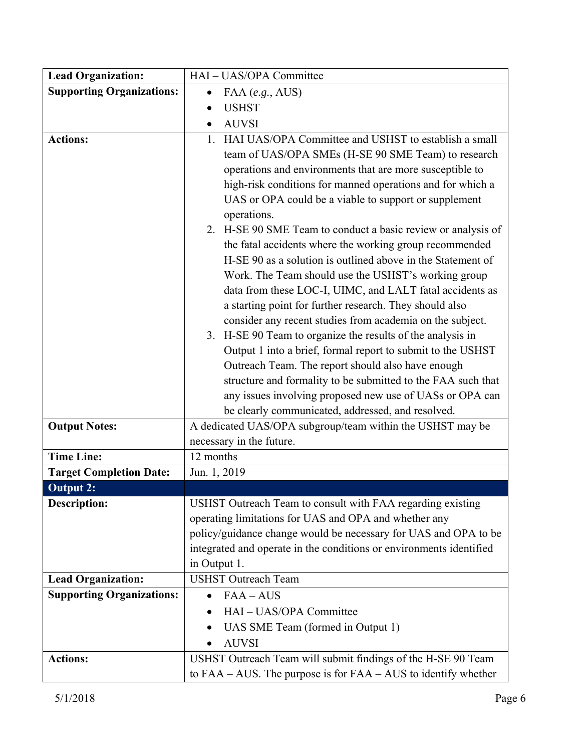| | |
|---|---|
| **Lead Organization:** | HAI – UAS/OPA Committee |
| **Supporting Organizations:** | • FAA (*e.g.*, AUS)<br>• USHST<br>• AUVSI |
| **Actions:** | 1. HAI UAS/OPA Committee and USHST to establish a small team of UAS/OPA SMEs (H-SE 90 SME Team) to research operations and environments that are more susceptible to high-risk conditions for manned operations and for which a UAS or OPA could be a viable to support or supplement operations.<br>2. H-SE 90 SME Team to conduct a basic review or analysis of the fatal accidents where the working group recommended H-SE 90 as a solution is outlined above in the Statement of Work. The Team should use the USHST's working group data from these LOC-I, UIMC, and LALT fatal accidents as a starting point for further research. They should also consider any recent studies from academia on the subject.<br>3. H-SE 90 Team to organize the results of the analysis in Output 1 into a brief, formal report to submit to the USHST Outreach Team. The report should also have enough structure and formality to be submitted to the FAA such that any issues involving proposed new use of UASs or OPA can be clearly communicated, addressed, and resolved. |
| **Output Notes:** | A dedicated UAS/OPA subgroup/team within the USHST may be necessary in the future. |
| **Time Line:** | 12 months |
| **Target Completion Date:** | Jun. 1, 2019 |
| **Output 2:** | |
| **Description:** | USHST Outreach Team to consult with FAA regarding existing operating limitations for UAS and OPA and whether any policy/guidance change would be necessary for UAS and OPA to be integrated and operate in the conditions or environments identified in Output 1. |
| **Lead Organization:** | USHST Outreach Team |
| **Supporting Organizations:** | • FAA – AUS<br>• HAI – UAS/OPA Committee<br>• UAS SME Team (formed in Output 1)<br>• AUVSI |
| **Actions:** | USHST Outreach Team will submit findings of the H-SE 90 Team to FAA – AUS. The purpose is for FAA – AUS to identify whether |

5/1/2018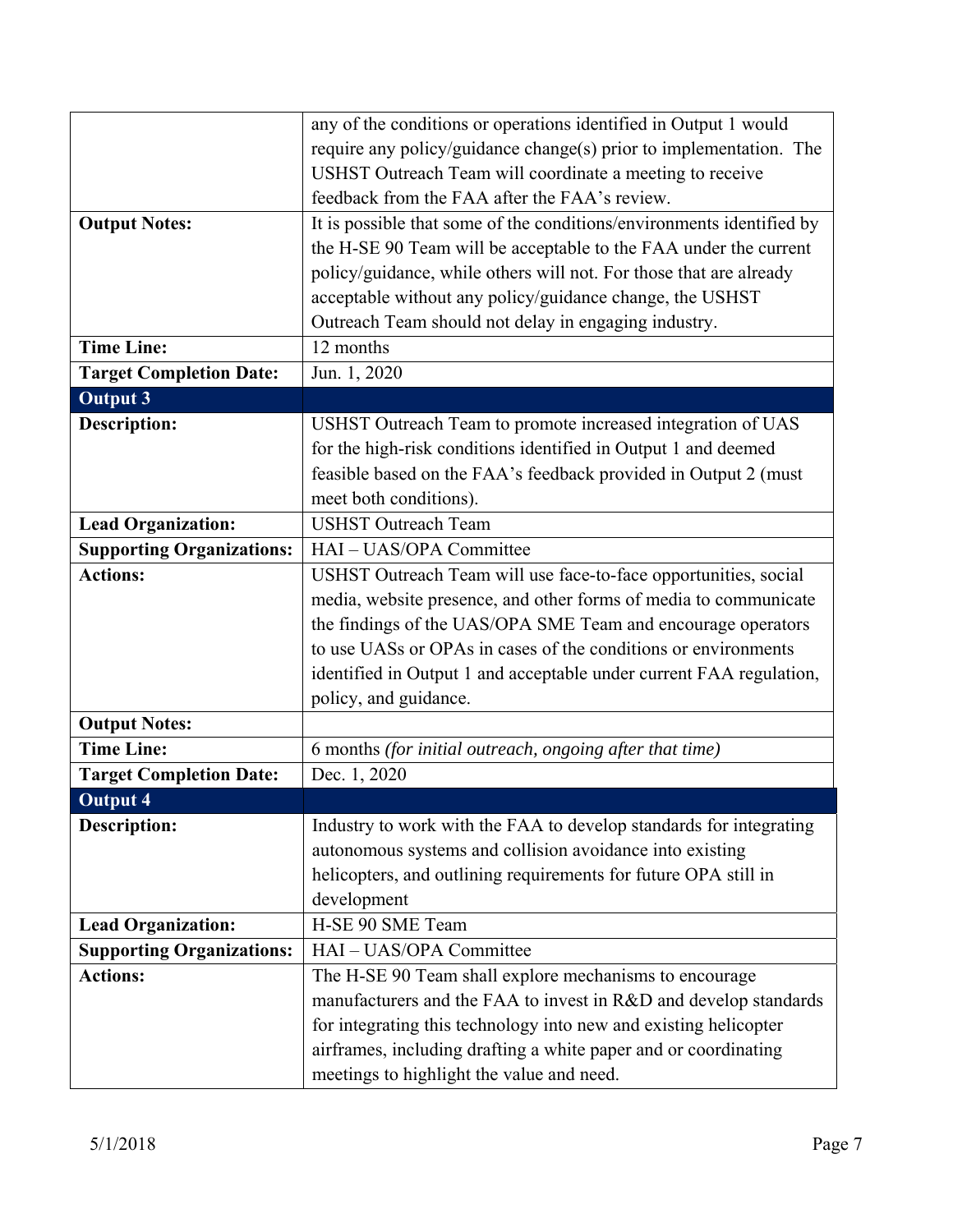| | |
|---|---|
| | any of the conditions or operations identified in Output 1 would require any policy/guidance change(s) prior to implementation. The USHST Outreach Team will coordinate a meeting to receive feedback from the FAA after the FAA's review. |
| **Output Notes:** | It is possible that some of the conditions/environments identified by the H-SE 90 Team will be acceptable to the FAA under the current policy/guidance, while others will not. For those that are already acceptable without any policy/guidance change, the USHST Outreach Team should not delay in engaging industry. |
| **Time Line:** | 12 months |
| **Target Completion Date:** | Jun. 1, 2020 |
| **Output 3** | |
| **Description:** | USHST Outreach Team to promote increased integration of UAS for the high-risk conditions identified in Output 1 and deemed feasible based on the FAA's feedback provided in Output 2 (must meet both conditions). |
| **Lead Organization:** | USHST Outreach Team |
| **Supporting Organizations:** | HAI – UAS/OPA Committee |
| **Actions:** | USHST Outreach Team will use face-to-face opportunities, social media, website presence, and other forms of media to communicate the findings of the UAS/OPA SME Team and encourage operators to use UASs or OPAs in cases of the conditions or environments identified in Output 1 and acceptable under current FAA regulation, policy, and guidance. |
| **Output Notes:** | |
| **Time Line:** | 6 months *(for initial outreach, ongoing after that time)* |
| **Target Completion Date:** | Dec. 1, 2020 |
| **Output 4** | |
| **Description:** | Industry to work with the FAA to develop standards for integrating autonomous systems and collision avoidance into existing helicopters, and outlining requirements for future OPA still in development |
| **Lead Organization:** | H-SE 90 SME Team |
| **Supporting Organizations:** | HAI – UAS/OPA Committee |
| **Actions:** | The H-SE 90 Team shall explore mechanisms to encourage manufacturers and the FAA to invest in R&D and develop standards for integrating this technology into new and existing helicopter airframes, including drafting a white paper and or coordinating meetings to highlight the value and need. |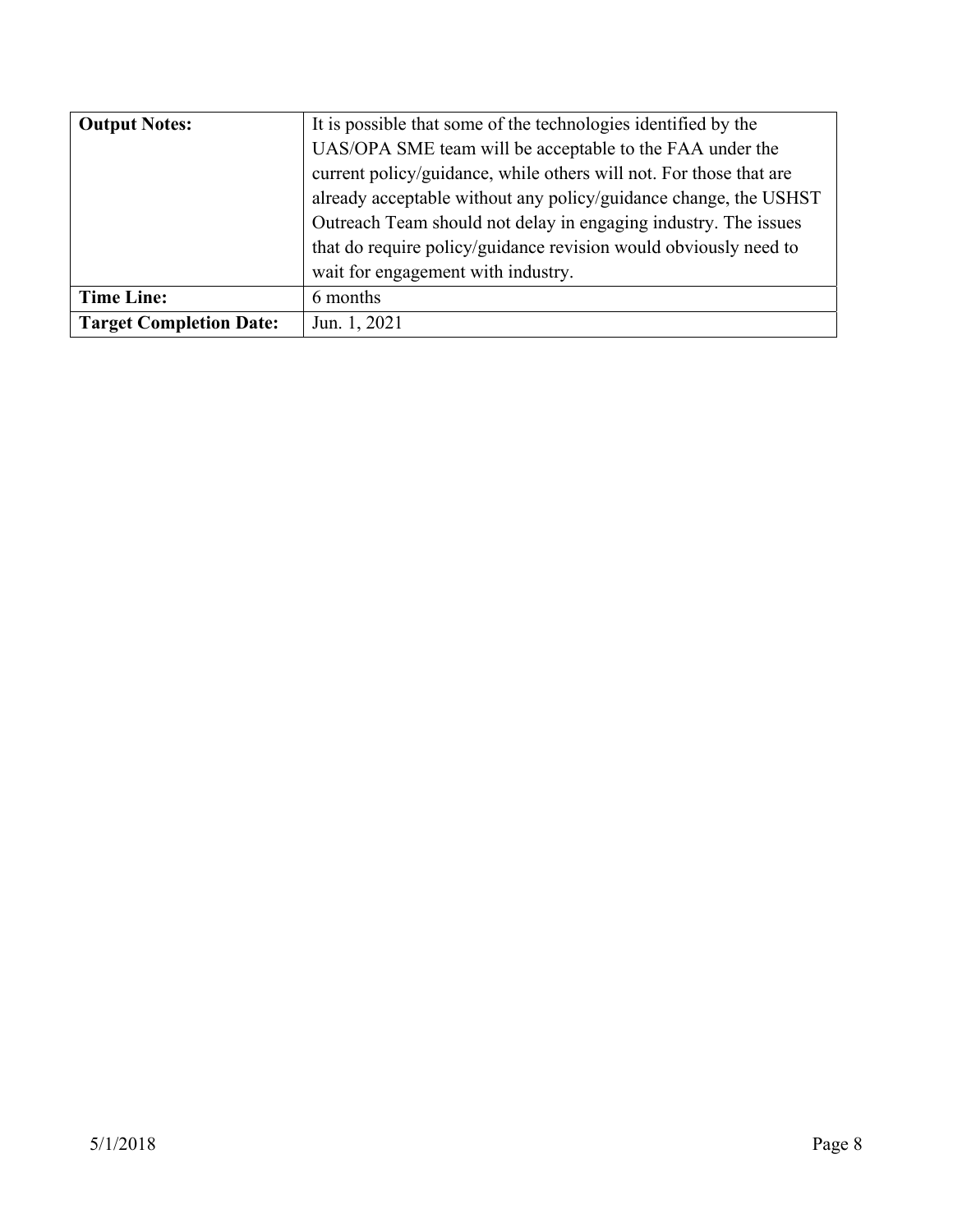| | |
|---|---|
| **Output Notes:** | It is possible that some of the technologies identified by the UAS/OPA SME team will be acceptable to the FAA under the current policy/guidance, while others will not. For those that are already acceptable without any policy/guidance change, the USHST Outreach Team should not delay in engaging industry. The issues that do require policy/guidance revision would obviously need to wait for engagement with industry. |
| **Time Line:** | 6 months |
| **Target Completion Date:** | Jun. 1, 2021 |